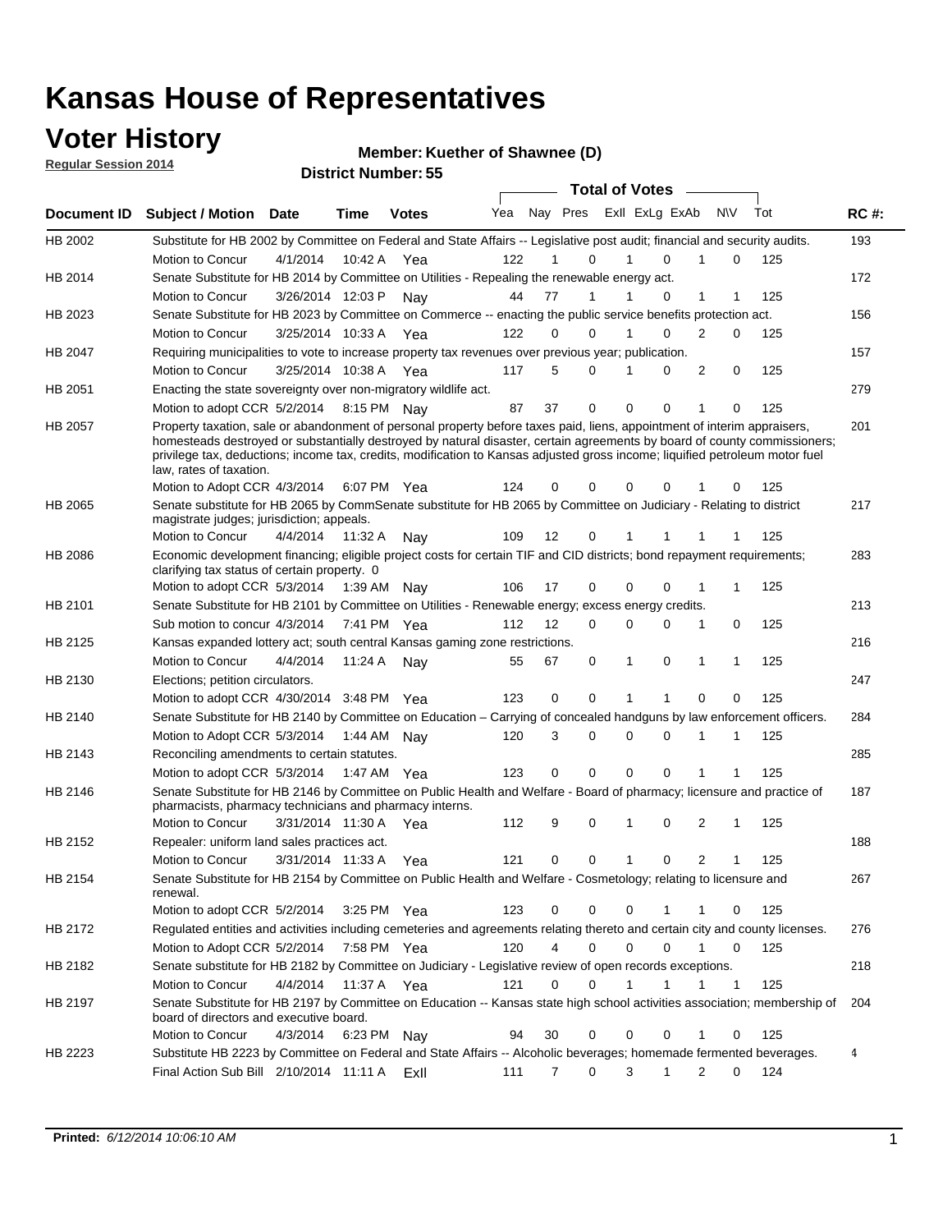# Kansas House of Representatives

## Voter History

**Regular Session 2014**

**Member: Kuether of Shawnee (D)**

**District Number: 55**

| Document ID | Subject / Motion | Date | Time | Votes | Yea | Nay | Pres | ExII | ExLg | ExAb | N\V | Tot | RC #: |
|---|---|---|---|---|---|---|---|---|---|---|---|---|---|
| HB 2002 | Substitute for HB 2002 by Committee on Federal and State Affairs -- Legislative post audit; financial and security audits. | | | | | | | | | | | | 193 |
| | Motion to Concur | 4/1/2014 | 10:42 A | Yea | 122 | 1 | 0 | 1 | 0 | 1 | 0 | 125 | |
| HB 2014 | Senate Substitute for HB 2014 by Committee on Utilities - Repealing the renewable energy act. | | | | | | | | | | | | 172 |
| | Motion to Concur | 3/26/2014 | 12:03 P | Nay | 44 | 77 | 1 | 1 | 0 | 1 | 1 | 125 | |
| HB 2023 | Senate Substitute for HB 2023 by Committee on Commerce -- enacting the public service benefits protection act. | | | | | | | | | | | | 156 |
| | Motion to Concur | 3/25/2014 | 10:33 A | Yea | 122 | 0 | 0 | 1 | 0 | 2 | 0 | 125 | |
| HB 2047 | Requiring municipalities to vote to increase property tax revenues over previous year; publication. | | | | | | | | | | | | 157 |
| | Motion to Concur | 3/25/2014 | 10:38 A | Yea | 117 | 5 | 0 | 1 | 0 | 2 | 0 | 125 | |
| HB 2051 | Enacting the state sovereignty over non-migratory wildlife act. | | | | | | | | | | | | 279 |
| | Motion to adopt CCR | 5/2/2014 | 8:15 PM | Nay | 87 | 37 | 0 | 0 | 0 | 1 | 0 | 125 | |
| HB 2057 | Property taxation, sale or abandonment of personal property before taxes paid, liens, appointment of interim appraisers, homesteads destroyed or substantially destroyed by natural disaster, certain agreements by board of county commissioners; privilege tax, deductions; income tax, credits, modification to Kansas adjusted gross income; liquified petroleum motor fuel law, rates of taxation. | | | | | | | | | | | | 201 |
| | Motion to Adopt CCR | 4/3/2014 | 6:07 PM | Yea | 124 | 0 | 0 | 0 | 0 | 1 | 0 | 125 | |
| HB 2065 | Senate substitute for HB 2065 by CommSenate substitute for HB 2065 by Committee on Judiciary - Relating to district magistrate judges; jurisdiction; appeals. | | | | | | | | | | | | 217 |
| | Motion to Concur | 4/4/2014 | 11:32 A | Nay | 109 | 12 | 0 | 1 | 1 | 1 | 1 | 125 | |
| HB 2086 | Economic development financing; eligible project costs for certain TIF and CID districts; bond repayment requirements; clarifying tax status of certain property. 0 | | | | | | | | | | | | 283 |
| | Motion to adopt CCR | 5/3/2014 | 1:39 AM | Nay | 106 | 17 | 0 | 0 | 0 | 1 | 1 | 125 | |
| HB 2101 | Senate Substitute for HB 2101 by Committee on Utilities - Renewable energy; excess energy credits. | | | | | | | | | | | | 213 |
| | Sub motion to concur | 4/3/2014 | 7:41 PM | Yea | 112 | 12 | 0 | 0 | 0 | 1 | 0 | 125 | |
| HB 2125 | Kansas expanded lottery act; south central Kansas gaming zone restrictions. | | | | | | | | | | | | 216 |
| | Motion to Concur | 4/4/2014 | 11:24 A | Nay | 55 | 67 | 0 | 1 | 0 | 1 | 1 | 125 | |
| HB 2130 | Elections; petition circulators. | | | | | | | | | | | | 247 |
| | Motion to adopt CCR | 4/30/2014 | 3:48 PM | Yea | 123 | 0 | 0 | 1 | 1 | 0 | 0 | 125 | |
| HB 2140 | Senate Substitute for HB 2140 by Committee on Education – Carrying of concealed handguns by law enforcement officers. | | | | | | | | | | | | 284 |
| | Motion to Adopt CCR | 5/3/2014 | 1:44 AM | Nay | 120 | 3 | 0 | 0 | 0 | 1 | 1 | 125 | |
| HB 2143 | Reconciling amendments to certain statutes. | | | | | | | | | | | | 285 |
| | Motion to adopt CCR | 5/3/2014 | 1:47 AM | Yea | 123 | 0 | 0 | 0 | 0 | 1 | 1 | 125 | |
| HB 2146 | Senate Substitute for HB 2146 by Committee on Public Health and Welfare - Board of pharmacy; licensure and practice of pharmacists, pharmacy technicians and pharmacy interns. | | | | | | | | | | | | 187 |
| | Motion to Concur | 3/31/2014 | 11:30 A | Yea | 112 | 9 | 0 | 1 | 0 | 2 | 1 | 125 | |
| HB 2152 | Repealer: uniform land sales practices act. | | | | | | | | | | | | 188 |
| | Motion to Concur | 3/31/2014 | 11:33 A | Yea | 121 | 0 | 0 | 1 | 0 | 2 | 1 | 125 | |
| HB 2154 | Senate Substitute for HB 2154 by Committee on Public Health and Welfare - Cosmetology; relating to licensure and renewal. | | | | | | | | | | | | 267 |
| | Motion to adopt CCR | 5/2/2014 | 3:25 PM | Yea | 123 | 0 | 0 | 0 | 1 | 1 | 0 | 125 | |
| HB 2172 | Regulated entities and activities including cemeteries and agreements relating thereto and certain city and county licenses. | | | | | | | | | | | | 276 |
| | Motion to Adopt CCR | 5/2/2014 | 7:58 PM | Yea | 120 | 4 | 0 | 0 | 0 | 1 | 0 | 125 | |
| HB 2182 | Senate substitute for HB 2182 by Committee on Judiciary - Legislative review of open records exceptions. | | | | | | | | | | | | 218 |
| | Motion to Concur | 4/4/2014 | 11:37 A | Yea | 121 | 0 | 0 | 1 | 1 | 1 | 1 | 125 | |
| HB 2197 | Senate Substitute for HB 2197 by Committee on Education -- Kansas state high school activities association; membership of board of directors and executive board. | | | | | | | | | | | | 204 |
| | Motion to Concur | 4/3/2014 | 6:23 PM | Nay | 94 | 30 | 0 | 0 | 0 | 1 | 0 | 125 | |
| HB 2223 | Substitute HB 2223 by Committee on Federal and State Affairs -- Alcoholic beverages; homemade fermented beverages. | | | | | | | | | | | | 4 |
| | Final Action Sub Bill | 2/10/2014 | 11:11 A | ExII | 111 | 7 | 0 | 3 | 1 | 2 | 0 | 124 | |

**Printed:** *6/12/2014 10:06:10 AM*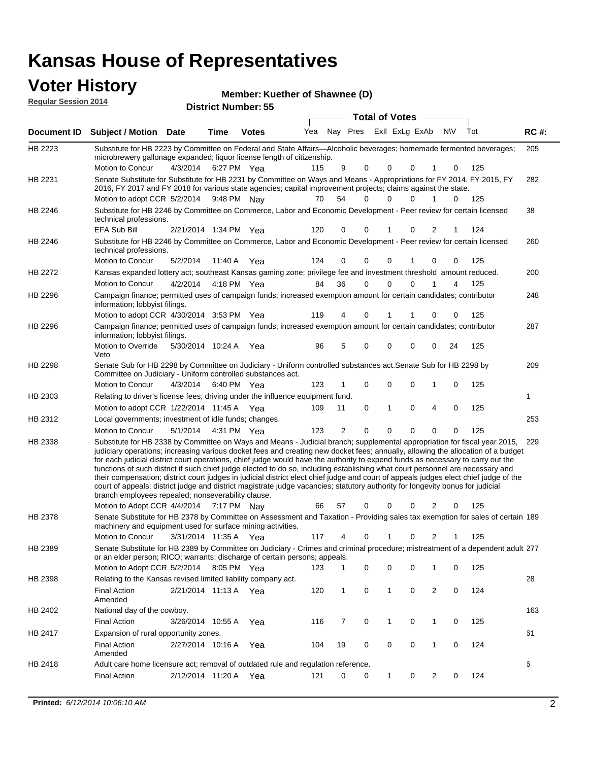# Kansas House of Representatives

## Voter History

**Regular Session 2014**

**Member: Kuether of Shawnee (D)**

**District Number: 55**

| Document ID | Subject / Motion | Date | Time | Votes | Yea | Nay | Pres | ExlI | ExLg | ExAb | N\V | Tot | RC #: |
|---|---|---|---|---|---|---|---|---|---|---|---|---|---|
| HB 2223 | Substitute for HB 2223 by Committee on Federal and State Affairs—Alcoholic beverages; homemade fermented beverages; microbrewery gallonage expanded; liquor license length of citizenship. | | | | | | | | | | | | 205 |
| | Motion to Concur | 4/3/2014 | 6:27 PM | Yea | 115 | 9 | 0 | 0 | 0 | 1 | 0 | 125 | |
| HB 2231 | Senate Substitute for Substitute for HB 2231 by Committee on Ways and Means - Appropriations for FY 2014, FY 2015, FY 2016, FY 2017 and FY 2018 for various state agencies; capital improvement projects; claims against the state. | | | | | | | | | | | | 282 |
| | Motion to adopt CCR | 5/2/2014 | 9:48 PM | Nay | 70 | 54 | 0 | 0 | 0 | 1 | 0 | 125 | |
| HB 2246 | Substitute for HB 2246 by Committee on Commerce, Labor and Economic Development - Peer review for certain licensed technical professions. | | | | | | | | | | | | 38 |
| | EFA Sub Bill | 2/21/2014 | 1:34 PM | Yea | 120 | 0 | 0 | 1 | 0 | 2 | 1 | 124 | |
| HB 2246 | Substitute for HB 2246 by Committee on Commerce, Labor and Economic Development - Peer review for certain licensed technical professions. | | | | | | | | | | | | 260 |
| | Motion to Concur | 5/2/2014 | 11:40 A | Yea | 124 | 0 | 0 | 0 | 1 | 0 | 0 | 125 | |
| HB 2272 | Kansas expanded lottery act; southeast Kansas gaming zone; privilege fee and investment threshold amount reduced. | | | | | | | | | | | | 200 |
| | Motion to Concur | 4/2/2014 | 4:18 PM | Yea | 84 | 36 | 0 | 0 | 0 | 1 | 4 | 125 | |
| HB 2296 | Campaign finance; permitted uses of campaign funds; increased exemption amount for certain candidates; contributor information; lobbyist filings. | | | | | | | | | | | | 248 |
| | Motion to adopt CCR | 4/30/2014 | 3:53 PM | Yea | 119 | 4 | 0 | 1 | 1 | 0 | 0 | 125 | |
| HB 2296 | Campaign finance; permitted uses of campaign funds; increased exemption amount for certain candidates; contributor information; lobbyist filings. | | | | | | | | | | | | 287 |
| | Motion to Override Veto | 5/30/2014 | 10:24 A | Yea | 96 | 5 | 0 | 0 | 0 | 0 | 24 | 125 | |
| HB 2298 | Senate Sub for HB 2298 by Committee on Judiciary - Uniform controlled substances act.Senate Sub for HB 2298 by Committee on Judiciary - Uniform controlled substances act. | | | | | | | | | | | | 209 |
| | Motion to Concur | 4/3/2014 | 6:40 PM | Yea | 123 | 1 | 0 | 0 | 0 | 1 | 0 | 125 | |
| HB 2303 | Relating to driver's license fees; driving under the influence equipment fund. | | | | | | | | | | | | 1 |
| | Motion to adopt CCR | 1/22/2014 | 11:45 A | Yea | 109 | 11 | 0 | 1 | 0 | 4 | 0 | 125 | |
| HB 2312 | Local governments; investment of idle funds; changes. | | | | | | | | | | | | 253 |
| | Motion to Concur | 5/1/2014 | 4:31 PM | Yea | 123 | 2 | 0 | 0 | 0 | 0 | 0 | 125 | |
| HB 2338 | Substitute for HB 2338 by Committee on Ways and Means - Judicial branch; supplemental appropriation for fiscal year 2015, judiciary operations; increasing various docket fees and creating new docket fees; annually, allowing the allocation of a budget for each judicial district court operations, chief judge would have the authority to expend funds as necessary to carry out the functions of such district if such chief judge elected to do so, including establishing what court personnel are necessary and their compensation; district court judges in judicial district elect chief judge and court of appeals judges elect chief judge of the court of appeals; district judge and district magistrate judge vacancies; statutory authority for longevity bonus for judicial branch employees repealed; nonseverability clause. | | | | | | | | | | | | 229 |
| | Motion to Adopt CCR | 4/4/2014 | 7:17 PM | Nay | 66 | 57 | 0 | 0 | 0 | 2 | 0 | 125 | |
| HB 2378 | Senate Substitute for HB 2378 by Committee on Assessment and Taxation - Providing sales tax exemption for sales of certain machinery and equipment used for surface mining activities. | | | | | | | | | | | | 189 |
| | Motion to Concur | 3/31/2014 | 11:35 A | Yea | 117 | 4 | 0 | 1 | 0 | 2 | 1 | 125 | |
| HB 2389 | Senate Substitute for HB 2389 by Committee on Judiciary - Crimes and criminal procedure; mistreatment of a dependent adult or an elder person; RICO; warrants; discharge of certain persons; appeals. | | | | | | | | | | | | 277 |
| | Motion to Adopt CCR | 5/2/2014 | 8:05 PM | Yea | 123 | 1 | 0 | 0 | 0 | 1 | 0 | 125 | |
| HB 2398 | Relating to the Kansas revised limited liability company act. | | | | | | | | | | | | 28 |
| | Final Action Amended | 2/21/2014 | 11:13 A | Yea | 120 | 1 | 0 | 1 | 0 | 2 | 0 | 124 | |
| HB 2402 | National day of the cowboy. | | | | | | | | | | | | 163 |
| | Final Action | 3/26/2014 | 10:55 A | Yea | 116 | 7 | 0 | 1 | 0 | 1 | 0 | 125 | |
| HB 2417 | Expansion of rural opportunity zones. | | | | | | | | | | | | 61 |
| | Final Action Amended | 2/27/2014 | 10:16 A | Yea | 104 | 19 | 0 | 0 | 0 | 1 | 0 | 124 | |
| HB 2418 | Adult care home licensure act; removal of outdated rule and regulation reference. | | | | | | | | | | | | 6 |
| | Final Action | 2/12/2014 | 11:20 A | Yea | 121 | 0 | 0 | 1 | 0 | 2 | 0 | 124 | |

**Printed:** *6/12/2014 10:06:10 AM*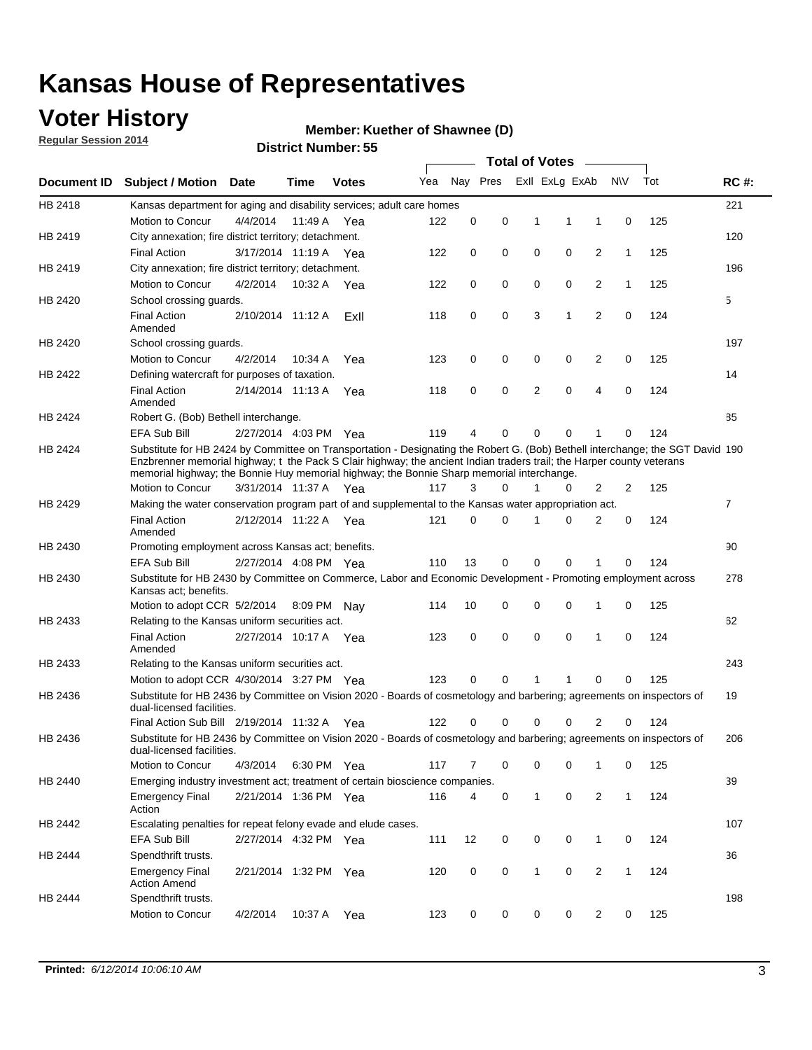# Kansas House of Representatives

## Voter History

**Regular Session 2014**

**Member: Kuether of Shawnee (D)**

**District Number: 55**

| Document ID | Subject / Motion | Date | Time | Votes | Yea | Nay | Pres | ExII | ExLg | ExAb | N\V | Tot | RC #: |
|---|---|---|---|---|---|---|---|---|---|---|---|---|---|
| HB 2418 | Kansas department for aging and disability services; adult care homes | | | | | | | | | | | | 221 |
| | Motion to Concur | 4/4/2014 | 11:49 A | Yea | 122 | 0 | 0 | 1 | 1 | 1 | 0 | 125 | |
| HB 2419 | City annexation; fire district territory; detachment. | | | | | | | | | | | | 120 |
| | Final Action | 3/17/2014 | 11:19 A | Yea | 122 | 0 | 0 | 0 | 0 | 2 | 1 | 125 | |
| HB 2419 | City annexation; fire district territory; detachment. | | | | | | | | | | | | 196 |
| | Motion to Concur | 4/2/2014 | 10:32 A | Yea | 122 | 0 | 0 | 0 | 0 | 2 | 1 | 125 | |
| HB 2420 | School crossing guards. | | | | | | | | | | | | 5 |
| | Final Action Amended | 2/10/2014 | 11:12 A | ExII | 118 | 0 | 0 | 3 | 1 | 2 | 0 | 124 | |
| HB 2420 | School crossing guards. | | | | | | | | | | | | 197 |
| | Motion to Concur | 4/2/2014 | 10:34 A | Yea | 123 | 0 | 0 | 0 | 0 | 2 | 0 | 125 | |
| HB 2422 | Defining watercraft for purposes of taxation. | | | | | | | | | | | | 14 |
| | Final Action Amended | 2/14/2014 | 11:13 A | Yea | 118 | 0 | 0 | 2 | 0 | 4 | 0 | 124 | |
| HB 2424 | Robert G. (Bob) Bethell interchange. | | | | | | | | | | | | 85 |
| | EFA Sub Bill | 2/27/2014 | 4:03 PM | Yea | 119 | 4 | 0 | 0 | 0 | 1 | 0 | 124 | |
| HB 2424 | Substitute for HB 2424 by Committee on Transportation - Designating the Robert G. (Bob) Bethell interchange; the SGT David Enzbrenner memorial highway; t the Pack S Clair highway; the ancient Indian traders trail; the Harper county veterans memorial highway; the Bonnie Huy memorial highway; the Bonnie Sharp memorial interchange. | | | | | | | | | | | | 190 |
| | Motion to Concur | 3/31/2014 | 11:37 A | Yea | 117 | 3 | 0 | 1 | 0 | 2 | 2 | 125 | |
| HB 2429 | Making the water conservation program part of and supplemental to the Kansas water appropriation act. | | | | | | | | | | | | 7 |
| | Final Action Amended | 2/12/2014 | 11:22 A | Yea | 121 | 0 | 0 | 1 | 0 | 2 | 0 | 124 | |
| HB 2430 | Promoting employment across Kansas act; benefits. | | | | | | | | | | | | 90 |
| | EFA Sub Bill | 2/27/2014 | 4:08 PM | Yea | 110 | 13 | 0 | 0 | 0 | 1 | 0 | 124 | |
| HB 2430 | Substitute for HB 2430 by Committee on Commerce, Labor and Economic Development - Promoting employment across Kansas act; benefits. | | | | | | | | | | | | 278 |
| | Motion to adopt CCR | 5/2/2014 | 8:09 PM | Nay | 114 | 10 | 0 | 0 | 0 | 1 | 0 | 125 | |
| HB 2433 | Relating to the Kansas uniform securities act. | | | | | | | | | | | | 62 |
| | Final Action Amended | 2/27/2014 | 10:17 A | Yea | 123 | 0 | 0 | 0 | 0 | 1 | 0 | 124 | |
| HB 2433 | Relating to the Kansas uniform securities act. | | | | | | | | | | | | 243 |
| | Motion to adopt CCR | 4/30/2014 | 3:27 PM | Yea | 123 | 0 | 0 | 1 | 1 | 0 | 0 | 125 | |
| HB 2436 | Substitute for HB 2436 by Committee on Vision 2020 - Boards of cosmetology and barbering; agreements on inspectors of dual-licensed facilities. | | | | | | | | | | | | 19 |
| | Final Action Sub Bill | 2/19/2014 | 11:32 A | Yea | 122 | 0 | 0 | 0 | 0 | 2 | 0 | 124 | |
| HB 2436 | Substitute for HB 2436 by Committee on Vision 2020 - Boards of cosmetology and barbering; agreements on inspectors of dual-licensed facilities. | | | | | | | | | | | | 206 |
| | Motion to Concur | 4/3/2014 | 6:30 PM | Yea | 117 | 7 | 0 | 0 | 0 | 1 | 0 | 125 | |
| HB 2440 | Emerging industry investment act; treatment of certain bioscience companies. | | | | | | | | | | | | 39 |
| | Emergency Final Action | 2/21/2014 | 1:36 PM | Yea | 116 | 4 | 0 | 1 | 0 | 2 | 1 | 124 | |
| HB 2442 | Escalating penalties for repeat felony evade and elude cases. | | | | | | | | | | | | 107 |
| | EFA Sub Bill | 2/27/2014 | 4:32 PM | Yea | 111 | 12 | 0 | 0 | 0 | 1 | 0 | 124 | |
| HB 2444 | Spendthrift trusts. | | | | | | | | | | | | 36 |
| | Emergency Final Action Amend | 2/21/2014 | 1:32 PM | Yea | 120 | 0 | 0 | 1 | 0 | 2 | 1 | 124 | |
| HB 2444 | Spendthrift trusts. | | | | | | | | | | | | 198 |
| | Motion to Concur | 4/2/2014 | 10:37 A | Yea | 123 | 0 | 0 | 0 | 0 | 2 | 0 | 125 | |

**Printed:** *6/12/2014 10:06:10 AM*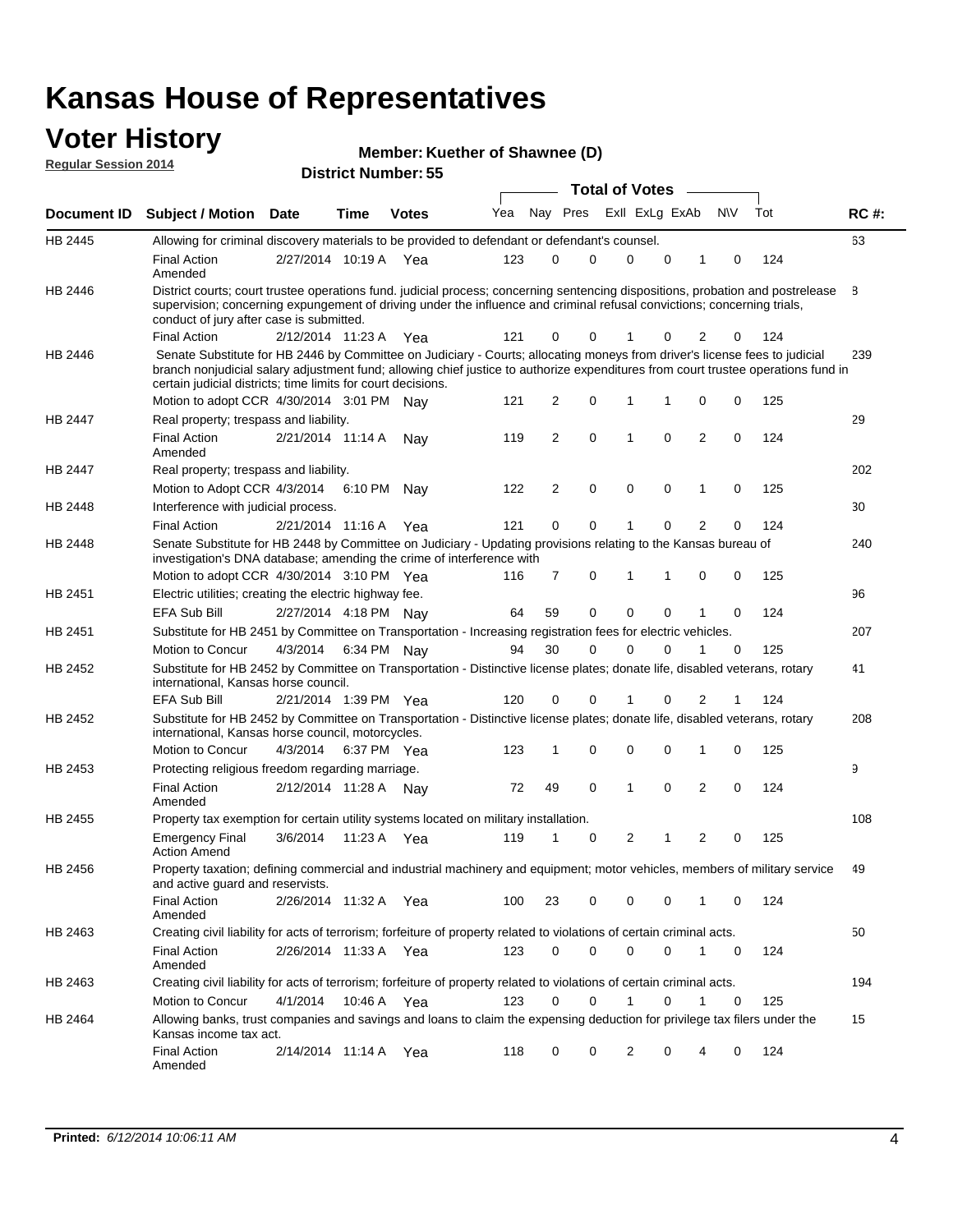# Kansas House of Representatives

## Voter History

**Regular Session 2014**

**Member: Kuether of Shawnee (D)**

**District Number: 55**

| Document ID | Subject / Motion | Date | Time | Votes | Yea | Nay | Pres | ExII | ExLg | ExAb | N\V | Tot | RC #: |
|---|---|---|---|---|---|---|---|---|---|---|---|---|---|
| HB 2445 | Allowing for criminal discovery materials to be provided to defendant or defendant's counsel. | | | | | | | | | | | | 63 |
| | Final Action Amended | 2/27/2014 | 10:19 A | Yea | 123 | 0 | 0 | 0 | 0 | 1 | 0 | 124 | |
| HB 2446 | District courts; court trustee operations fund. judicial process; concerning sentencing dispositions, probation and postrelease supervision; concerning expungement of driving under the influence and criminal refusal convictions; concerning trials, conduct of jury after case is submitted. | | | | | | | | | | | | 8 |
| | Final Action | 2/12/2014 | 11:23 A | Yea | 121 | 0 | 0 | 1 | 0 | 2 | 0 | 124 | |
| HB 2446 | Senate Substitute for HB 2446 by Committee on Judiciary - Courts; allocating moneys from driver's license fees to judicial branch nonjudicial salary adjustment fund; allowing chief justice to authorize expenditures from court trustee operations fund in certain judicial districts; time limits for court decisions. | | | | | | | | | | | | 239 |
| | Motion to adopt CCR | 4/30/2014 | 3:01 PM | Nay | 121 | 2 | 0 | 1 | 1 | 0 | 0 | 125 | |
| HB 2447 | Real property; trespass and liability. | | | | | | | | | | | | 29 |
| | Final Action Amended | 2/21/2014 | 11:14 A | Nay | 119 | 2 | 0 | 1 | 0 | 2 | 0 | 124 | |
| HB 2447 | Real property; trespass and liability. | | | | | | | | | | | | 202 |
| | Motion to Adopt CCR | 4/3/2014 | 6:10 PM | Nay | 122 | 2 | 0 | 0 | 0 | 1 | 0 | 125 | |
| HB 2448 | Interference with judicial process. | | | | | | | | | | | | 30 |
| | Final Action | 2/21/2014 | 11:16 A | Yea | 121 | 0 | 0 | 1 | 0 | 2 | 0 | 124 | |
| HB 2448 | Senate Substitute for HB 2448 by Committee on Judiciary - Updating provisions relating to the Kansas bureau of investigation's DNA database; amending the crime of interference with | | | | | | | | | | | | 240 |
| | Motion to adopt CCR | 4/30/2014 | 3:10 PM | Yea | 116 | 7 | 0 | 1 | 1 | 0 | 0 | 125 | |
| HB 2451 | Electric utilities; creating the electric highway fee. | | | | | | | | | | | | 96 |
| | EFA Sub Bill | 2/27/2014 | 4:18 PM | Nay | 64 | 59 | 0 | 0 | 0 | 1 | 0 | 124 | |
| HB 2451 | Substitute for HB 2451 by Committee on Transportation - Increasing registration fees for electric vehicles. | | | | | | | | | | | | 207 |
| | Motion to Concur | 4/3/2014 | 6:34 PM | Nay | 94 | 30 | 0 | 0 | 0 | 1 | 0 | 125 | |
| HB 2452 | Substitute for HB 2452 by Committee on Transportation - Distinctive license plates; donate life, disabled veterans, rotary international, Kansas horse council. | | | | | | | | | | | | 41 |
| | EFA Sub Bill | 2/21/2014 | 1:39 PM | Yea | 120 | 0 | 0 | 1 | 0 | 2 | 1 | 124 | |
| HB 2452 | Substitute for HB 2452 by Committee on Transportation - Distinctive license plates; donate life, disabled veterans, rotary international, Kansas horse council, motorcycles. | | | | | | | | | | | | 208 |
| | Motion to Concur | 4/3/2014 | 6:37 PM | Yea | 123 | 1 | 0 | 0 | 0 | 1 | 0 | 125 | |
| HB 2453 | Protecting religious freedom regarding marriage. | | | | | | | | | | | | 9 |
| | Final Action Amended | 2/12/2014 | 11:28 A | Nay | 72 | 49 | 0 | 1 | 0 | 2 | 0 | 124 | |
| HB 2455 | Property tax exemption for certain utility systems located on military installation. | | | | | | | | | | | | 108 |
| | Emergency Final Action Amend | 3/6/2014 | 11:23 A | Yea | 119 | 1 | 0 | 2 | 1 | 2 | 0 | 125 | |
| HB 2456 | Property taxation; defining commercial and industrial machinery and equipment; motor vehicles, members of military service and active guard and reservists. | | | | | | | | | | | | 49 |
| | Final Action Amended | 2/26/2014 | 11:32 A | Yea | 100 | 23 | 0 | 0 | 0 | 1 | 0 | 124 | |
| HB 2463 | Creating civil liability for acts of terrorism; forfeiture of property related to violations of certain criminal acts. | | | | | | | | | | | | 50 |
| | Final Action Amended | 2/26/2014 | 11:33 A | Yea | 123 | 0 | 0 | 0 | 0 | 1 | 0 | 124 | |
| HB 2463 | Creating civil liability for acts of terrorism; forfeiture of property related to violations of certain criminal acts. | | | | | | | | | | | | 194 |
| | Motion to Concur | 4/1/2014 | 10:46 A | Yea | 123 | 0 | 0 | 1 | 0 | 1 | 0 | 125 | |
| HB 2464 | Allowing banks, trust companies and savings and loans to claim the expensing deduction for privilege tax filers under the Kansas income tax act. | | | | | | | | | | | | 15 |
| | Final Action Amended | 2/14/2014 | 11:14 A | Yea | 118 | 0 | 0 | 2 | 0 | 4 | 0 | 124 | |

**Printed:** *6/12/2014 10:06:11 AM*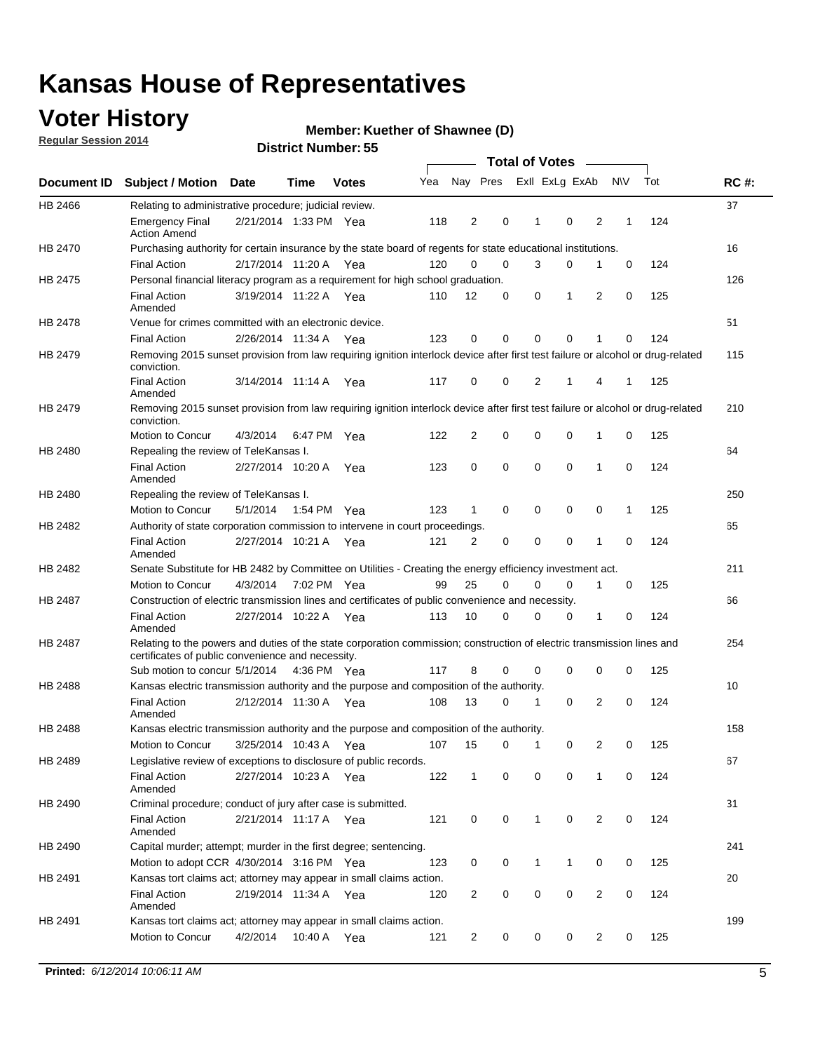# Kansas House of Representatives

## Voter History

**Regular Session 2014**

**Member: Kuether of Shawnee (D)**

**District Number: 55**

| Document ID | Subject / Motion | Date | Time | Votes | Yea | Nay | Pres | ExII | ExLg | ExAb | N\V | Tot | RC #: |
|---|---|---|---|---|---|---|---|---|---|---|---|---|---|
| HB 2466 | Relating to administrative procedure; judicial review. | | | | | | | | | | | | 37 |
| | Emergency Final Action Amend | 2/21/2014 | 1:33 PM | Yea | 118 | 2 | 0 | 1 | 0 | 2 | 1 | 124 | |
| HB 2470 | Purchasing authority for certain insurance by the state board of regents for state educational institutions. | | | | | | | | | | | | 16 |
| | Final Action | 2/17/2014 | 11:20 A | Yea | 120 | 0 | 0 | 3 | 0 | 1 | 0 | 124 | |
| HB 2475 | Personal financial literacy program as a requirement for high school graduation. | | | | | | | | | | | | 126 |
| | Final Action Amended | 3/19/2014 | 11:22 A | Yea | 110 | 12 | 0 | 0 | 1 | 2 | 0 | 125 | |
| HB 2478 | Venue for crimes committed with an electronic device. | | | | | | | | | | | | 51 |
| | Final Action | 2/26/2014 | 11:34 A | Yea | 123 | 0 | 0 | 0 | 0 | 1 | 0 | 124 | |
| HB 2479 | Removing 2015 sunset provision from law requiring ignition interlock device after first test failure or alcohol or drug-related conviction. | | | | | | | | | | | | 115 |
| | Final Action Amended | 3/14/2014 | 11:14 A | Yea | 117 | 0 | 0 | 2 | 1 | 4 | 1 | 125 | |
| HB 2479 | Removing 2015 sunset provision from law requiring ignition interlock device after first test failure or alcohol or drug-related conviction. | | | | | | | | | | | | 210 |
| | Motion to Concur | 4/3/2014 | 6:47 PM | Yea | 122 | 2 | 0 | 0 | 0 | 1 | 0 | 125 | |
| HB 2480 | Repealing the review of TeleKansas I. | | | | | | | | | | | | 64 |
| | Final Action Amended | 2/27/2014 | 10:20 A | Yea | 123 | 0 | 0 | 0 | 0 | 1 | 0 | 124 | |
| HB 2480 | Repealing the review of TeleKansas I. | | | | | | | | | | | | 250 |
| | Motion to Concur | 5/1/2014 | 1:54 PM | Yea | 123 | 1 | 0 | 0 | 0 | 0 | 1 | 125 | |
| HB 2482 | Authority of state corporation commission to intervene in court proceedings. | | | | | | | | | | | | 65 |
| | Final Action Amended | 2/27/2014 | 10:21 A | Yea | 121 | 2 | 0 | 0 | 0 | 1 | 0 | 124 | |
| HB 2482 | Senate Substitute for HB 2482 by Committee on Utilities - Creating the energy efficiency investment act. | | | | | | | | | | | | 211 |
| | Motion to Concur | 4/3/2014 | 7:02 PM | Yea | 99 | 25 | 0 | 0 | 0 | 1 | 0 | 125 | |
| HB 2487 | Construction of electric transmission lines and certificates of public convenience and necessity. | | | | | | | | | | | | 66 |
| | Final Action Amended | 2/27/2014 | 10:22 A | Yea | 113 | 10 | 0 | 0 | 0 | 1 | 0 | 124 | |
| HB 2487 | Relating to the powers and duties of the state corporation commission; construction of electric transmission lines and certificates of public convenience and necessity. | | | | | | | | | | | | 254 |
| | Sub motion to concur | 5/1/2014 | 4:36 PM | Yea | 117 | 8 | 0 | 0 | 0 | 0 | 0 | 125 | |
| HB 2488 | Kansas electric transmission authority and the purpose and composition of the authority. | | | | | | | | | | | | 10 |
| | Final Action Amended | 2/12/2014 | 11:30 A | Yea | 108 | 13 | 0 | 1 | 0 | 2 | 0 | 124 | |
| HB 2488 | Kansas electric transmission authority and the purpose and composition of the authority. | | | | | | | | | | | | 158 |
| | Motion to Concur | 3/25/2014 | 10:43 A | Yea | 107 | 15 | 0 | 1 | 0 | 2 | 0 | 125 | |
| HB 2489 | Legislative review of exceptions to disclosure of public records. | | | | | | | | | | | | 67 |
| | Final Action Amended | 2/27/2014 | 10:23 A | Yea | 122 | 1 | 0 | 0 | 0 | 1 | 0 | 124 | |
| HB 2490 | Criminal procedure; conduct of jury after case is submitted. | | | | | | | | | | | | 31 |
| | Final Action Amended | 2/21/2014 | 11:17 A | Yea | 121 | 0 | 0 | 1 | 0 | 2 | 0 | 124 | |
| HB 2490 | Capital murder; attempt; murder in the first degree; sentencing. | | | | | | | | | | | | 241 |
| | Motion to adopt CCR | 4/30/2014 | 3:16 PM | Yea | 123 | 0 | 0 | 1 | 1 | 0 | 0 | 125 | |
| HB 2491 | Kansas tort claims act; attorney may appear in small claims action. | | | | | | | | | | | | 20 |
| | Final Action Amended | 2/19/2014 | 11:34 A | Yea | 120 | 2 | 0 | 0 | 0 | 2 | 0 | 124 | |
| HB 2491 | Kansas tort claims act; attorney may appear in small claims action. | | | | | | | | | | | | 199 |
| | Motion to Concur | 4/2/2014 | 10:40 A | Yea | 121 | 2 | 0 | 0 | 0 | 2 | 0 | 125 | |

**Printed:** *6/12/2014 10:06:11 AM*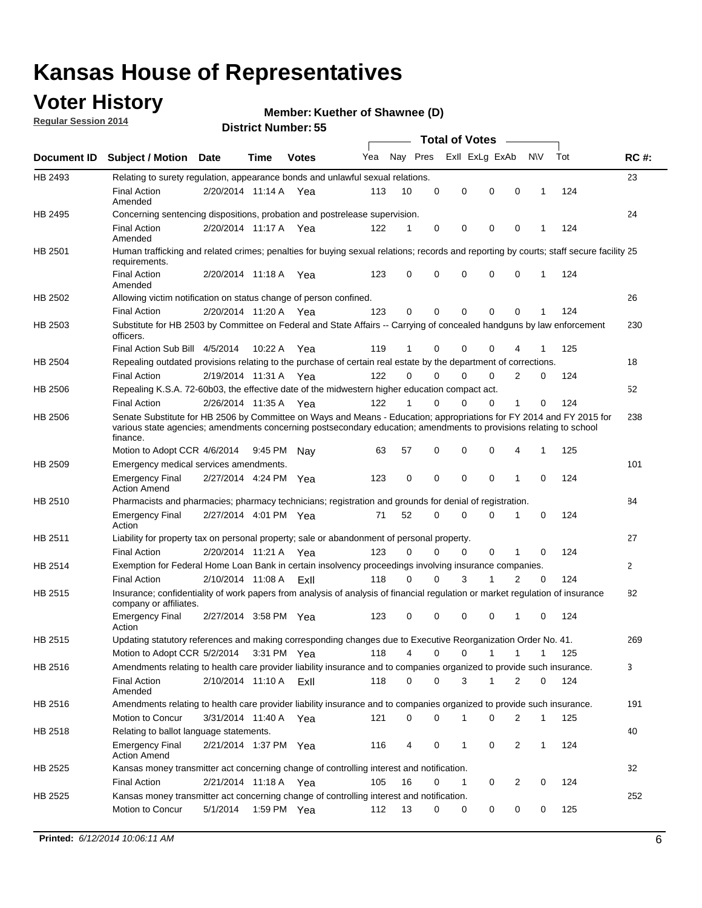# Kansas House of Representatives

## Voter History

**Regular Session 2014**

**Member: Kuether of Shawnee (D)**

**District Number: 55**

| Document ID | Subject / Motion | Date | Time | Votes | Yea | Nay | Pres | ExII | ExLg | ExAb | N\V | Tot | RC #: |
|---|---|---|---|---|---|---|---|---|---|---|---|---|---|
| HB 2493 | Relating to surety regulation, appearance bonds and unlawful sexual relations. | | | | | | | | | | | | 23 |
| | Final Action Amended | 2/20/2014 | 11:14 A | Yea | 113 | 10 | 0 | 0 | 0 | 0 | 1 | 124 | |
| HB 2495 | Concerning sentencing dispositions, probation and postrelease supervision. | | | | | | | | | | | | 24 |
| | Final Action Amended | 2/20/2014 | 11:17 A | Yea | 122 | 1 | 0 | 0 | 0 | 0 | 1 | 124 | |
| HB 2501 | Human trafficking and related crimes; penalties for buying sexual relations; records and reporting by courts; staff secure facility requirements. | | | | | | | | | | | | 25 |
| | Final Action Amended | 2/20/2014 | 11:18 A | Yea | 123 | 0 | 0 | 0 | 0 | 0 | 1 | 124 | |
| HB 2502 | Allowing victim notification on status change of person confined. | | | | | | | | | | | | 26 |
| | Final Action | 2/20/2014 | 11:20 A | Yea | 123 | 0 | 0 | 0 | 0 | 0 | 1 | 124 | |
| HB 2503 | Substitute for HB 2503 by Committee on Federal and State Affairs -- Carrying of concealed handguns by law enforcement officers. | | | | | | | | | | | | 230 |
| | Final Action Sub Bill | 4/5/2014 | 10:22 A | Yea | 119 | 1 | 0 | 0 | 0 | 4 | 1 | 125 | |
| HB 2504 | Repealing outdated provisions relating to the purchase of certain real estate by the department of corrections. | | | | | | | | | | | | 18 |
| | Final Action | 2/19/2014 | 11:31 A | Yea | 122 | 0 | 0 | 0 | 0 | 2 | 0 | 124 | |
| HB 2506 | Repealing K.S.A. 72-60b03, the effective date of the midwestern higher education compact act. | | | | | | | | | | | | 52 |
| | Final Action | 2/26/2014 | 11:35 A | Yea | 122 | 1 | 0 | 0 | 0 | 1 | 0 | 124 | |
| HB 2506 | Senate Substitute for HB 2506 by Committee on Ways and Means - Education; appropriations for FY 2014 and FY 2015 for various state agencies; amendments concerning postsecondary education; amendments to provisions relating to school finance. | | | | | | | | | | | | 238 |
| | Motion to Adopt CCR | 4/6/2014 | 9:45 PM | Nay | 63 | 57 | 0 | 0 | 0 | 4 | 1 | 125 | |
| HB 2509 | Emergency medical services amendments. | | | | | | | | | | | | 101 |
| | Emergency Final Action Amend | 2/27/2014 | 4:24 PM | Yea | 123 | 0 | 0 | 0 | 0 | 1 | 0 | 124 | |
| HB 2510 | Pharmacists and pharmacies; pharmacy technicians; registration and grounds for denial of registration. | | | | | | | | | | | | 84 |
| | Emergency Final Action | 2/27/2014 | 4:01 PM | Yea | 71 | 52 | 0 | 0 | 0 | 1 | 0 | 124 | |
| HB 2511 | Liability for property tax on personal property; sale or abandonment of personal property. | | | | | | | | | | | | 27 |
| | Final Action | 2/20/2014 | 11:21 A | Yea | 123 | 0 | 0 | 0 | 0 | 1 | 0 | 124 | |
| HB 2514 | Exemption for Federal Home Loan Bank in certain insolvency proceedings involving insurance companies. | | | | | | | | | | | | 2 |
| | Final Action | 2/10/2014 | 11:08 A | ExII | 118 | 0 | 0 | 3 | 1 | 2 | 0 | 124 | |
| HB 2515 | Insurance; confidentiality of work papers from analysis of analysis of financial regulation or market regulation of insurance company or affiliates. | | | | | | | | | | | | 82 |
| | Emergency Final Action | 2/27/2014 | 3:58 PM | Yea | 123 | 0 | 0 | 0 | 0 | 1 | 0 | 124 | |
| HB 2515 | Updating statutory references and making corresponding changes due to Executive Reorganization Order No. 41. | | | | | | | | | | | | 269 |
| | Motion to Adopt CCR | 5/2/2014 | 3:31 PM | Yea | 118 | 4 | 0 | 0 | 1 | 1 | 1 | 125 | |
| HB 2516 | Amendments relating to health care provider liability insurance and to companies organized to provide such insurance. | | | | | | | | | | | | 3 |
| | Final Action Amended | 2/10/2014 | 11:10 A | ExII | 118 | 0 | 0 | 3 | 1 | 2 | 0 | 124 | |
| HB 2516 | Amendments relating to health care provider liability insurance and to companies organized to provide such insurance. | | | | | | | | | | | | 191 |
| | Motion to Concur | 3/31/2014 | 11:40 A | Yea | 121 | 0 | 0 | 1 | 0 | 2 | 1 | 125 | |
| HB 2518 | Relating to ballot language statements. | | | | | | | | | | | | 40 |
| | Emergency Final Action Amend | 2/21/2014 | 1:37 PM | Yea | 116 | 4 | 0 | 1 | 0 | 2 | 1 | 124 | |
| HB 2525 | Kansas money transmitter act concerning change of controlling interest and notification. | | | | | | | | | | | | 32 |
| | Final Action | 2/21/2014 | 11:18 A | Yea | 105 | 16 | 0 | 1 | 0 | 2 | 0 | 124 | |
| HB 2525 | Kansas money transmitter act concerning change of controlling interest and notification. | | | | | | | | | | | | 252 |
| | Motion to Concur | 5/1/2014 | 1:59 PM | Yea | 112 | 13 | 0 | 0 | 0 | 0 | 0 | 125 | |

**Printed:** *6/12/2014 10:06:11 AM*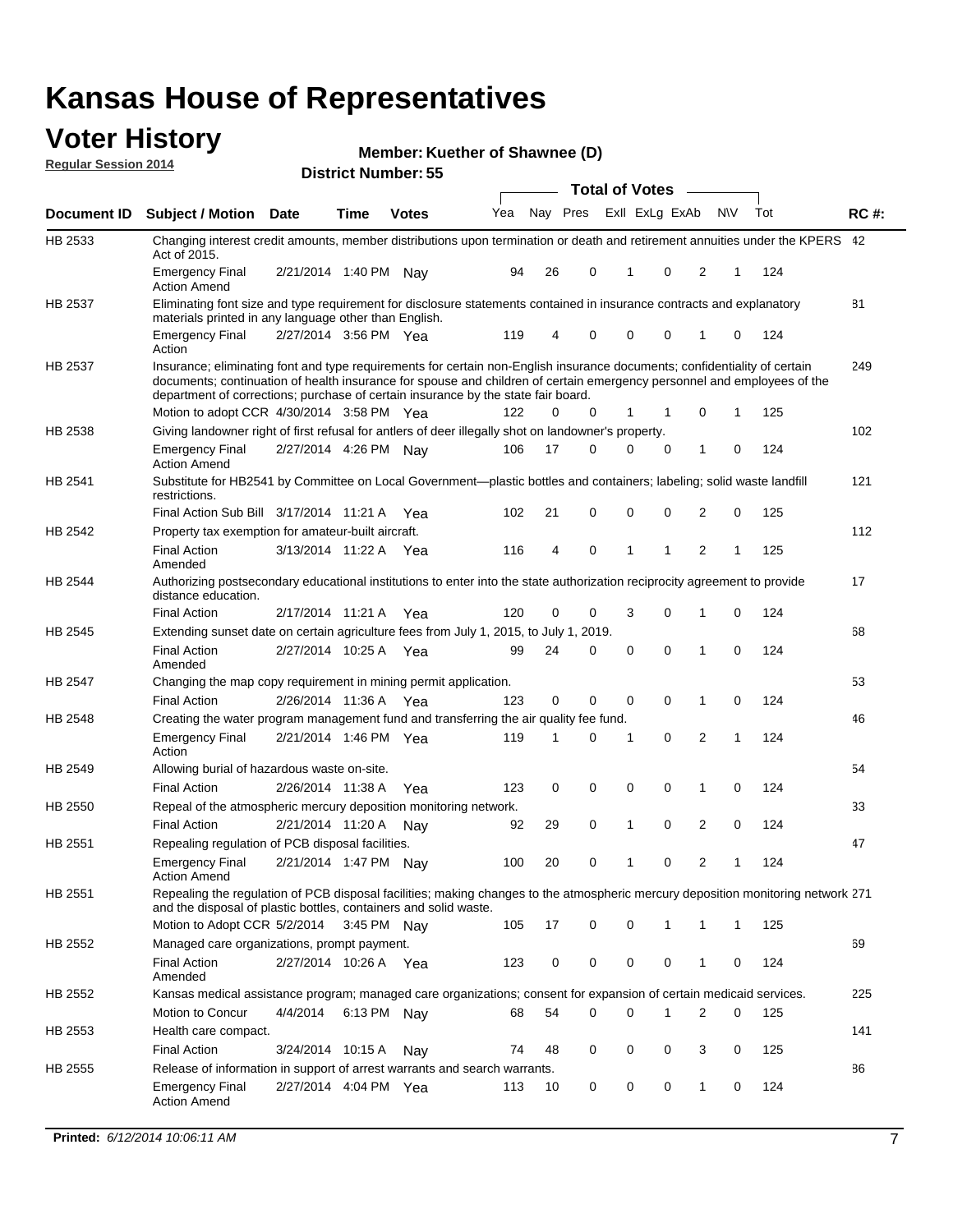# Kansas House of Representatives

## Voter History

**Regular Session 2014**

**Member: Kuether of Shawnee (D)**

**District Number: 55**

| Document ID | Subject / Motion | Date | Time | Votes | Yea | Nay | Pres | ExII | ExLg | ExAb | N\V | Tot | RC #: |
|---|---|---|---|---|---|---|---|---|---|---|---|---|---|
| HB 2533 | Changing interest credit amounts, member distributions upon termination or death and retirement annuities under the KPERS Act of 2015. | | | | | | | | | | | | 42 |
| | Emergency Final Action Amend | 2/21/2014 | 1:40 PM | Nay | 94 | 26 | 0 | 1 | 0 | 2 | 1 | 124 | |
| HB 2537 | Eliminating font size and type requirement for disclosure statements contained in insurance contracts and explanatory materials printed in any language other than English. | | | | | | | | | | | | 81 |
| | Emergency Final Action | 2/27/2014 | 3:56 PM | Yea | 119 | 4 | 0 | 0 | 0 | 1 | 0 | 124 | |
| HB 2537 | Insurance; eliminating font and type requirements for certain non-English insurance documents; confidentiality of certain documents; continuation of health insurance for spouse and children of certain emergency personnel and employees of the department of corrections; purchase of certain insurance by the state fair board. | | | | | | | | | | | | 249 |
| | Motion to adopt CCR | 4/30/2014 | 3:58 PM | Yea | 122 | 0 | 0 | 1 | 1 | 0 | 1 | 125 | |
| HB 2538 | Giving landowner right of first refusal for antlers of deer illegally shot on landowner's property. | | | | | | | | | | | | 102 |
| | Emergency Final Action Amend | 2/27/2014 | 4:26 PM | Nay | 106 | 17 | 0 | 0 | 0 | 1 | 0 | 124 | |
| HB 2541 | Substitute for HB2541 by Committee on Local Government—plastic bottles and containers; labeling; solid waste landfill restrictions. | | | | | | | | | | | | 121 |
| | Final Action Sub Bill | 3/17/2014 | 11:21 A | Yea | 102 | 21 | 0 | 0 | 0 | 2 | 0 | 125 | |
| HB 2542 | Property tax exemption for amateur-built aircraft. | | | | | | | | | | | | 112 |
| | Final Action Amended | 3/13/2014 | 11:22 A | Yea | 116 | 4 | 0 | 1 | 1 | 2 | 1 | 125 | |
| HB 2544 | Authorizing postsecondary educational institutions to enter into the state authorization reciprocity agreement to provide distance education. | | | | | | | | | | | | 17 |
| | Final Action | 2/17/2014 | 11:21 A | Yea | 120 | 0 | 0 | 3 | 0 | 1 | 0 | 124 | |
| HB 2545 | Extending sunset date on certain agriculture fees from July 1, 2015, to July 1, 2019. | | | | | | | | | | | | 68 |
| | Final Action Amended | 2/27/2014 | 10:25 A | Yea | 99 | 24 | 0 | 0 | 0 | 1 | 0 | 124 | |
| HB 2547 | Changing the map copy requirement in mining permit application. | | | | | | | | | | | | 53 |
| | Final Action | 2/26/2014 | 11:36 A | Yea | 123 | 0 | 0 | 0 | 0 | 1 | 0 | 124 | |
| HB 2548 | Creating the water program management fund and transferring the air quality fee fund. | | | | | | | | | | | | 46 |
| | Emergency Final Action | 2/21/2014 | 1:46 PM | Yea | 119 | 1 | 0 | 1 | 0 | 2 | 1 | 124 | |
| HB 2549 | Allowing burial of hazardous waste on-site. | | | | | | | | | | | | 54 |
| | Final Action | 2/26/2014 | 11:38 A | Yea | 123 | 0 | 0 | 0 | 0 | 1 | 0 | 124 | |
| HB 2550 | Repeal of the atmospheric mercury deposition monitoring network. | | | | | | | | | | | | 33 |
| | Final Action | 2/21/2014 | 11:20 A | Nay | 92 | 29 | 0 | 1 | 0 | 2 | 0 | 124 | |
| HB 2551 | Repealing regulation of PCB disposal facilities. | | | | | | | | | | | | 47 |
| | Emergency Final Action Amend | 2/21/2014 | 1:47 PM | Nay | 100 | 20 | 0 | 1 | 0 | 2 | 1 | 124 | |
| HB 2551 | Repealing the regulation of PCB disposal facilities; making changes to the atmospheric mercury deposition monitoring network and the disposal of plastic bottles, containers and solid waste. | | | | | | | | | | | | 271 |
| | Motion to Adopt CCR | 5/2/2014 | 3:45 PM | Nay | 105 | 17 | 0 | 0 | 1 | 1 | 1 | 125 | |
| HB 2552 | Managed care organizations, prompt payment. | | | | | | | | | | | | 69 |
| | Final Action Amended | 2/27/2014 | 10:26 A | Yea | 123 | 0 | 0 | 0 | 0 | 1 | 0 | 124 | |
| HB 2552 | Kansas medical assistance program; managed care organizations; consent for expansion of certain medicaid services. | | | | | | | | | | | | 225 |
| | Motion to Concur | 4/4/2014 | 6:13 PM | Nay | 68 | 54 | 0 | 0 | 1 | 2 | 0 | 125 | |
| HB 2553 | Health care compact. | | | | | | | | | | | | 141 |
| | Final Action | 3/24/2014 | 10:15 A | Nay | 74 | 48 | 0 | 0 | 0 | 3 | 0 | 125 | |
| HB 2555 | Release of information in support of arrest warrants and search warrants. | | | | | | | | | | | | 86 |
| | Emergency Final Action Amend | 2/27/2014 | 4:04 PM | Yea | 113 | 10 | 0 | 0 | 0 | 1 | 0 | 124 | |

**Printed:** *6/12/2014 10:06:11 AM*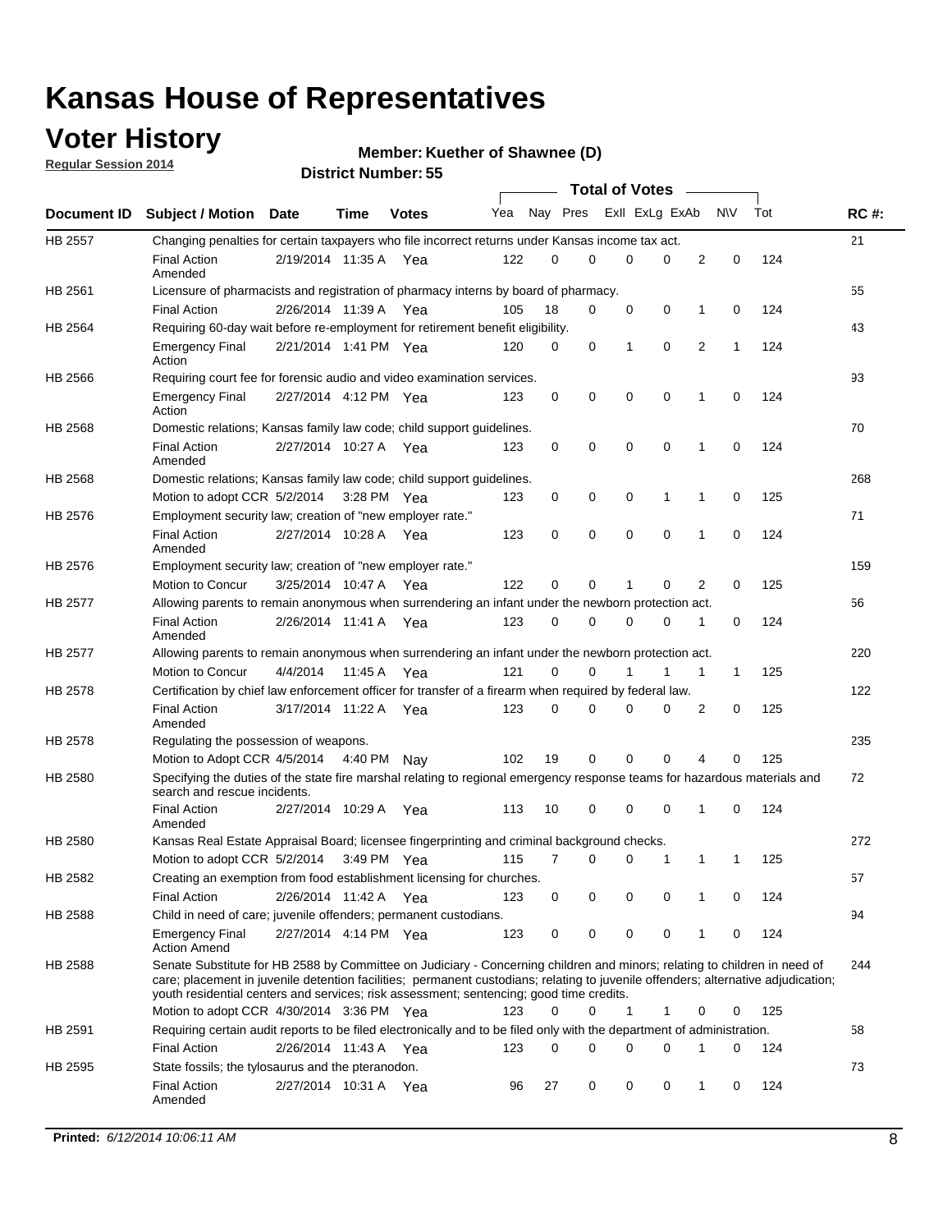# Kansas House of Representatives

## Voter History

**Regular Session 2014**

**Member: Kuether of Shawnee (D)**

**District Number: 55**

| Document ID | Subject / Motion | Date | Time | Votes | Yea | Nay | Pres | ExII | ExLg | ExAb | N\V | Tot | RC #: |
|---|---|---|---|---|---|---|---|---|---|---|---|---|---|
| HB 2557 | Changing penalties for certain taxpayers who file incorrect returns under Kansas income tax act. | | | | | | | | | | | | 21 |
| | Final Action Amended | 2/19/2014 | 11:35 A | Yea | 122 | 0 | 0 | 0 | 0 | 2 | 0 | 124 | |
| HB 2561 | Licensure of pharmacists and registration of pharmacy interns by board of pharmacy. | | | | | | | | | | | | 55 |
| | Final Action | 2/26/2014 | 11:39 A | Yea | 105 | 18 | 0 | 0 | 0 | 1 | 0 | 124 | |
| HB 2564 | Requiring 60-day wait before re-employment for retirement benefit eligibility. | | | | | | | | | | | | 43 |
| | Emergency Final Action | 2/21/2014 | 1:41 PM | Yea | 120 | 0 | 0 | 1 | 0 | 2 | 1 | 124 | |
| HB 2566 | Requiring court fee for forensic audio and video examination services. | | | | | | | | | | | | 93 |
| | Emergency Final Action | 2/27/2014 | 4:12 PM | Yea | 123 | 0 | 0 | 0 | 0 | 1 | 0 | 124 | |
| HB 2568 | Domestic relations; Kansas family law code; child support guidelines. | | | | | | | | | | | | 70 |
| | Final Action Amended | 2/27/2014 | 10:27 A | Yea | 123 | 0 | 0 | 0 | 0 | 1 | 0 | 124 | |
| HB 2568 | Domestic relations; Kansas family law code; child support guidelines. | | | | | | | | | | | | 268 |
| | Motion to adopt CCR | 5/2/2014 | 3:28 PM | Yea | 123 | 0 | 0 | 0 | 1 | 1 | 0 | 125 | |
| HB 2576 | Employment security law; creation of "new employer rate." | | | | | | | | | | | | 71 |
| | Final Action Amended | 2/27/2014 | 10:28 A | Yea | 123 | 0 | 0 | 0 | 0 | 1 | 0 | 124 | |
| HB 2576 | Employment security law; creation of "new employer rate." | | | | | | | | | | | | 159 |
| | Motion to Concur | 3/25/2014 | 10:47 A | Yea | 122 | 0 | 0 | 1 | 0 | 2 | 0 | 125 | |
| HB 2577 | Allowing parents to remain anonymous when surrendering an infant under the newborn protection act. | | | | | | | | | | | | 56 |
| | Final Action Amended | 2/26/2014 | 11:41 A | Yea | 123 | 0 | 0 | 0 | 0 | 1 | 0 | 124 | |
| HB 2577 | Allowing parents to remain anonymous when surrendering an infant under the newborn protection act. | | | | | | | | | | | | 220 |
| | Motion to Concur | 4/4/2014 | 11:45 A | Yea | 121 | 0 | 0 | 1 | 1 | 1 | 1 | 125 | |
| HB 2578 | Certification by chief law enforcement officer for transfer of a firearm when required by federal law. | | | | | | | | | | | | 122 |
| | Final Action Amended | 3/17/2014 | 11:22 A | Yea | 123 | 0 | 0 | 0 | 0 | 2 | 0 | 125 | |
| HB 2578 | Regulating the possession of weapons. | | | | | | | | | | | | 235 |
| | Motion to Adopt CCR | 4/5/2014 | 4:40 PM | Nay | 102 | 19 | 0 | 0 | 0 | 4 | 0 | 125 | |
| HB 2580 | Specifying the duties of the state fire marshal relating to regional emergency response teams for hazardous materials and search and rescue incidents. | | | | | | | | | | | | 72 |
| | Final Action Amended | 2/27/2014 | 10:29 A | Yea | 113 | 10 | 0 | 0 | 0 | 1 | 0 | 124 | |
| HB 2580 | Kansas Real Estate Appraisal Board; licensee fingerprinting and criminal background checks. | | | | | | | | | | | | 272 |
| | Motion to adopt CCR | 5/2/2014 | 3:49 PM | Yea | 115 | 7 | 0 | 0 | 1 | 1 | 1 | 125 | |
| HB 2582 | Creating an exemption from food establishment licensing for churches. | | | | | | | | | | | | 57 |
| | Final Action | 2/26/2014 | 11:42 A | Yea | 123 | 0 | 0 | 0 | 0 | 1 | 0 | 124 | |
| HB 2588 | Child in need of care; juvenile offenders; permanent custodians. | | | | | | | | | | | | 94 |
| | Emergency Final Action Amend | 2/27/2014 | 4:14 PM | Yea | 123 | 0 | 0 | 0 | 0 | 1 | 0 | 124 | |
| HB 2588 | Senate Substitute for HB 2588 by Committee on Judiciary - Concerning children and minors; relating to children in need of care; placement in juvenile detention facilities; permanent custodians; relating to juvenile offenders; alternative adjudication; youth residential centers and services; risk assessment; sentencing; good time credits. | | | | | | | | | | | | 244 |
| | Motion to adopt CCR | 4/30/2014 | 3:36 PM | Yea | 123 | 0 | 0 | 1 | 1 | 0 | 0 | 125 | |
| HB 2591 | Requiring certain audit reports to be filed electronically and to be filed only with the department of administration. | | | | | | | | | | | | 58 |
| | Final Action | 2/26/2014 | 11:43 A | Yea | 123 | 0 | 0 | 0 | 0 | 1 | 0 | 124 | |
| HB 2595 | State fossils; the tylosaurus and the pteranodon. | | | | | | | | | | | | 73 |
| | Final Action Amended | 2/27/2014 | 10:31 A | Yea | 96 | 27 | 0 | 0 | 0 | 1 | 0 | 124 | |

**Printed:** *6/12/2014 10:06:11 AM*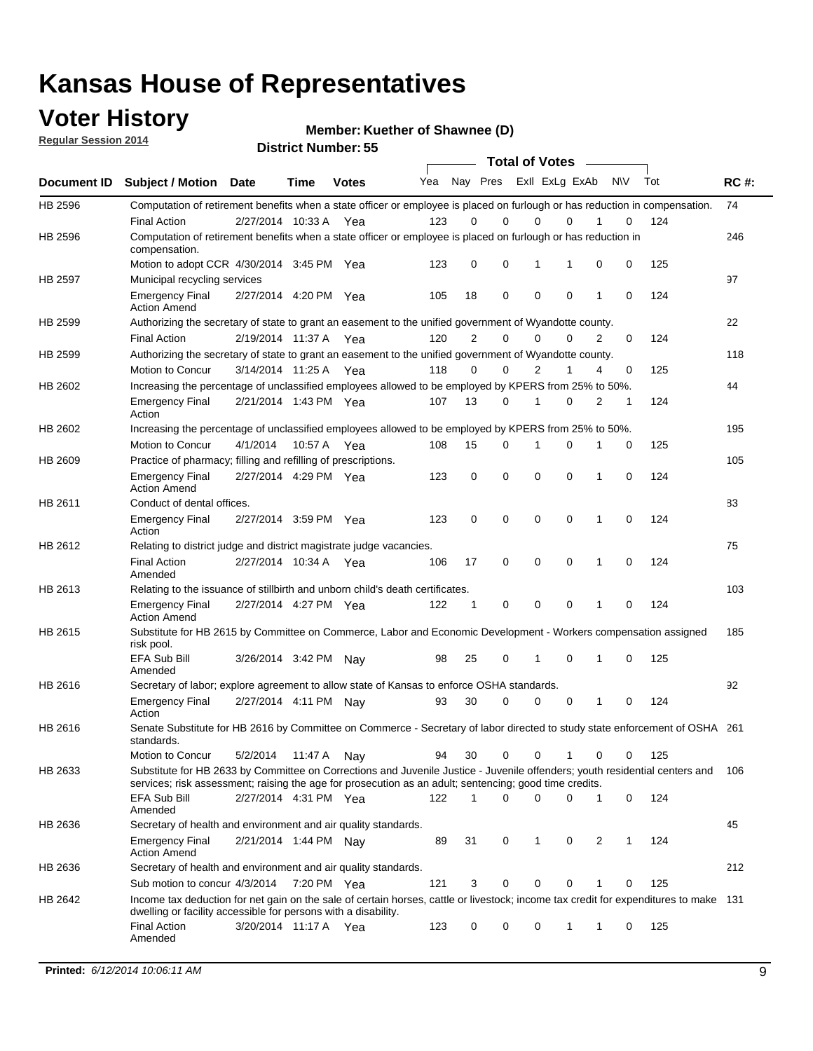# Kansas House of Representatives

## Voter History

**Regular Session 2014**

**Member: Kuether of Shawnee (D)**

**District Number: 55**

| Document ID | Subject / Motion | Date | Time | Votes | Yea | Nay | Pres | ExII | ExLg | ExAb | N\V | Tot | RC #: |
|---|---|---|---|---|---|---|---|---|---|---|---|---|---|
| HB 2596 | Computation of retirement benefits when a state officer or employee is placed on furlough or has reduction in compensation. | | | | | | | | | | | | 74 |
| | Final Action | 2/27/2014 | 10:33 A | Yea | 123 | 0 | 0 | 0 | 0 | 1 | 0 | 124 | |
| HB 2596 | Computation of retirement benefits when a state officer or employee is placed on furlough or has reduction in compensation. | | | | | | | | | | | | 246 |
| | Motion to adopt CCR | 4/30/2014 | 3:45 PM | Yea | 123 | 0 | 0 | 1 | 1 | 0 | 0 | 125 | |
| HB 2597 | Municipal recycling services | | | | | | | | | | | | 97 |
| | Emergency Final Action Amend | 2/27/2014 | 4:20 PM | Yea | 105 | 18 | 0 | 0 | 0 | 1 | 0 | 124 | |
| HB 2599 | Authorizing the secretary of state to grant an easement to the unified government of Wyandotte county. | | | | | | | | | | | | 22 |
| | Final Action | 2/19/2014 | 11:37 A | Yea | 120 | 2 | 0 | 0 | 0 | 2 | 0 | 124 | |
| HB 2599 | Authorizing the secretary of state to grant an easement to the unified government of Wyandotte county. | | | | | | | | | | | | 118 |
| | Motion to Concur | 3/14/2014 | 11:25 A | Yea | 118 | 0 | 0 | 2 | 1 | 4 | 0 | 125 | |
| HB 2602 | Increasing the percentage of unclassified employees allowed to be employed by KPERS from 25% to 50%. | | | | | | | | | | | | 44 |
| | Emergency Final Action | 2/21/2014 | 1:43 PM | Yea | 107 | 13 | 0 | 1 | 0 | 2 | 1 | 124 | |
| HB 2602 | Increasing the percentage of unclassified employees allowed to be employed by KPERS from 25% to 50%. | | | | | | | | | | | | 195 |
| | Motion to Concur | 4/1/2014 | 10:57 A | Yea | 108 | 15 | 0 | 1 | 0 | 1 | 0 | 125 | |
| HB 2609 | Practice of pharmacy; filling and refilling of prescriptions. | | | | | | | | | | | | 105 |
| | Emergency Final Action Amend | 2/27/2014 | 4:29 PM | Yea | 123 | 0 | 0 | 0 | 0 | 1 | 0 | 124 | |
| HB 2611 | Conduct of dental offices. | | | | | | | | | | | | 83 |
| | Emergency Final Action | 2/27/2014 | 3:59 PM | Yea | 123 | 0 | 0 | 0 | 0 | 1 | 0 | 124 | |
| HB 2612 | Relating to district judge and district magistrate judge vacancies. | | | | | | | | | | | | 75 |
| | Final Action Amended | 2/27/2014 | 10:34 A | Yea | 106 | 17 | 0 | 0 | 0 | 1 | 0 | 124 | |
| HB 2613 | Relating to the issuance of stillbirth and unborn child's death certificates. | | | | | | | | | | | | 103 |
| | Emergency Final Action Amend | 2/27/2014 | 4:27 PM | Yea | 122 | 1 | 0 | 0 | 0 | 1 | 0 | 124 | |
| HB 2615 | Substitute for HB 2615 by Committee on Commerce, Labor and Economic Development - Workers compensation assigned risk pool. | | | | | | | | | | | | 185 |
| | EFA Sub Bill Amended | 3/26/2014 | 3:42 PM | Nay | 98 | 25 | 0 | 1 | 0 | 1 | 0 | 125 | |
| HB 2616 | Secretary of labor; explore agreement to allow state of Kansas to enforce OSHA standards. | | | | | | | | | | | | 92 |
| | Emergency Final Action | 2/27/2014 | 4:11 PM | Nay | 93 | 30 | 0 | 0 | 0 | 1 | 0 | 124 | |
| HB 2616 | Senate Substitute for HB 2616 by Committee on Commerce - Secretary of labor directed to study state enforcement of OSHA standards. | | | | | | | | | | | | 261 |
| | Motion to Concur | 5/2/2014 | 11:47 A | Nay | 94 | 30 | 0 | 0 | 1 | 0 | 0 | 125 | |
| HB 2633 | Substitute for HB 2633 by Committee on Corrections and Juvenile Justice - Juvenile offenders; youth residential centers and services; risk assessment; raising the age for prosecution as an adult; sentencing; good time credits. | | | | | | | | | | | | 106 |
| | EFA Sub Bill Amended | 2/27/2014 | 4:31 PM | Yea | 122 | 1 | 0 | 0 | 0 | 1 | 0 | 124 | |
| HB 2636 | Secretary of health and environment and air quality standards. | | | | | | | | | | | | 45 |
| | Emergency Final Action Amend | 2/21/2014 | 1:44 PM | Nay | 89 | 31 | 0 | 1 | 0 | 2 | 1 | 124 | |
| HB 2636 | Secretary of health and environment and air quality standards. | | | | | | | | | | | | 212 |
| | Sub motion to concur | 4/3/2014 | 7:20 PM | Yea | 121 | 3 | 0 | 0 | 0 | 1 | 0 | 125 | |
| HB 2642 | Income tax deduction for net gain on the sale of certain horses, cattle or livestock; income tax credit for expenditures to make dwelling or facility accessible for persons with a disability. | | | | | | | | | | | | 131 |
| | Final Action Amended | 3/20/2014 | 11:17 A | Yea | 123 | 0 | 0 | 0 | 1 | 1 | 0 | 125 | |

**Printed:** *6/12/2014 10:06:11 AM*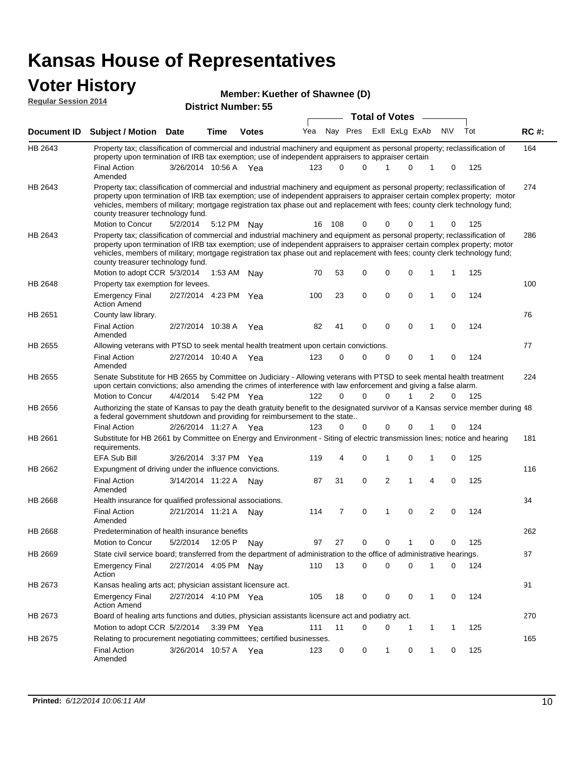# Kansas House of Representatives

## Voter History

**Regular Session 2014**

**Member: Kuether of Shawnee (D)**

**District Number: 55**

| Document ID | Subject / Motion | Date | Time | Votes | Yea | Nay | Pres | ExII | ExLg | ExAb | N\V | Tot | RC #: |
|---|---|---|---|---|---|---|---|---|---|---|---|---|---|
| HB 2643 | Property tax; classification of commercial and industrial machinery and equipment as personal property; reclassification of property upon termination of IRB tax exemption; use of independent appraisers to appraiser certain | | | | | | | | | | | | 164 |
| | Final Action Amended | 3/26/2014 | 10:56 A | Yea | 123 | 0 | 0 | 1 | 0 | 1 | 0 | 125 | |
| HB 2643 | Property tax; classification of commercial and industrial machinery and equipment as personal property; reclassification of property upon termination of IRB tax exemption; use of independent appraisers to appraiser certain complex property; motor vehicles, members of military; mortgage registration tax phase out and replacement with fees; county clerk technology fund; county treasurer technology fund. | | | | | | | | | | | | 274 |
| | Motion to Concur | 5/2/2014 | 5:12 PM | Nay | 16 | 108 | 0 | 0 | 0 | 1 | 0 | 125 | |
| HB 2643 | Property tax; classification of commercial and industrial machinery and equipment as personal property; reclassification of property upon termination of IRB tax exemption; use of independent appraisers to appraiser certain complex property; motor vehicles, members of military; mortgage registration tax phase out and replacement with fees; county clerk technology fund; county treasurer technology fund. | | | | | | | | | | | | 286 |
| | Motion to adopt CCR | 5/3/2014 | 1:53 AM | Nay | 70 | 53 | 0 | 0 | 0 | 1 | 1 | 125 | |
| HB 2648 | Property tax exemption for levees. | | | | | | | | | | | | 100 |
| | Emergency Final Action Amend | 2/27/2014 | 4:23 PM | Yea | 100 | 23 | 0 | 0 | 0 | 1 | 0 | 124 | |
| HB 2651 | County law library. | | | | | | | | | | | | 76 |
| | Final Action Amended | 2/27/2014 | 10:38 A | Yea | 82 | 41 | 0 | 0 | 0 | 1 | 0 | 124 | |
| HB 2655 | Allowing veterans with PTSD to seek mental health treatment upon certain convictions. | | | | | | | | | | | | 77 |
| | Final Action Amended | 2/27/2014 | 10:40 A | Yea | 123 | 0 | 0 | 0 | 0 | 1 | 0 | 124 | |
| HB 2655 | Senate Substitute for HB 2655 by Committee on Judiciary - Allowing veterans with PTSD to seek mental health treatment upon certain convictions; also amending the crimes of interference with law enforcement and giving a false alarm. | | | | | | | | | | | | 224 |
| | Motion to Concur | 4/4/2014 | 5:42 PM | Yea | 122 | 0 | 0 | 0 | 1 | 2 | 0 | 125 | |
| HB 2656 | Authorizing the state of Kansas to pay the death gratuity benefit to the designated survivor of a Kansas service member during a federal government shutdown and providing for reimbursement to the state.. | | | | | | | | | | | | 48 |
| | Final Action | 2/26/2014 | 11:27 A | Yea | 123 | 0 | 0 | 0 | 0 | 1 | 0 | 124 | |
| HB 2661 | Substitute for HB 2661 by Committee on Energy and Environment - Siting of electric transmission lines; notice and hearing requirements. | | | | | | | | | | | | 181 |
| | EFA Sub Bill | 3/26/2014 | 3:37 PM | Yea | 119 | 4 | 0 | 1 | 0 | 1 | 0 | 125 | |
| HB 2662 | Expungment of driving under the influence convictions. | | | | | | | | | | | | 116 |
| | Final Action Amended | 3/14/2014 | 11:22 A | Nay | 87 | 31 | 0 | 2 | 1 | 4 | 0 | 125 | |
| HB 2668 | Health insurance for qualified professional associations. | | | | | | | | | | | | 34 |
| | Final Action Amended | 2/21/2014 | 11:21 A | Nay | 114 | 7 | 0 | 1 | 0 | 2 | 0 | 124 | |
| HB 2668 | Predetermination of health insurance benefits | | | | | | | | | | | | 262 |
| | Motion to Concur | 5/2/2014 | 12:05 P | Nay | 97 | 27 | 0 | 0 | 1 | 0 | 0 | 125 | |
| HB 2669 | State civil service board; transferred from the department of administration to the office of administrative hearings. | | | | | | | | | | | | 87 |
| | Emergency Final Action | 2/27/2014 | 4:05 PM | Nay | 110 | 13 | 0 | 0 | 0 | 1 | 0 | 124 | |
| HB 2673 | Kansas healing arts act; physician assistant licensure act. | | | | | | | | | | | | 91 |
| | Emergency Final Action Amend | 2/27/2014 | 4:10 PM | Yea | 105 | 18 | 0 | 0 | 0 | 1 | 0 | 124 | |
| HB 2673 | Board of healing arts functions and duties, physician assistants licensure act and podiatry act. | | | | | | | | | | | | 270 |
| | Motion to adopt CCR | 5/2/2014 | 3:39 PM | Yea | 111 | 11 | 0 | 0 | 1 | 1 | 1 | 125 | |
| HB 2675 | Relating to procurement negotiating committees; certified businesses. | | | | | | | | | | | | 165 |
| | Final Action Amended | 3/26/2014 | 10:57 A | Yea | 123 | 0 | 0 | 1 | 0 | 1 | 0 | 125 | |

**Printed:** *6/12/2014 10:06:11 AM*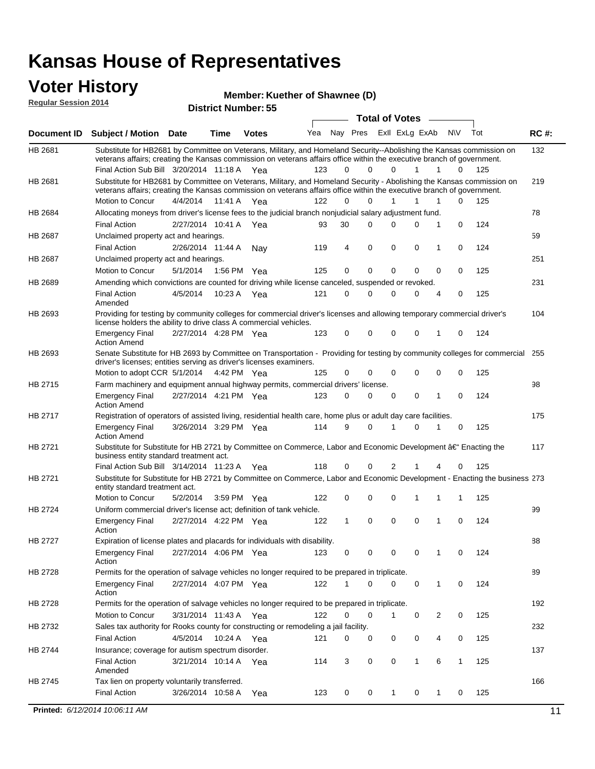# Kansas House of Representatives

## Voter History

**Regular Session 2014**

**Member: Kuether of Shawnee (D)**

**District Number: 55**

| Document ID | Subject / Motion | Date | Time | Votes | Yea | Nay | Pres | ExII | ExLg | ExAb | N\V | Tot | RC #: |
|---|---|---|---|---|---|---|---|---|---|---|---|---|---|
| HB 2681 | Substitute for HB2681 by Committee on Veterans, Military, and Homeland Security--Abolishing the Kansas commission on veterans affairs; creating the Kansas commission on veterans affairs office within the executive branch of government. | | | | | | | | | | | | 132 |
| | Final Action Sub Bill | 3/20/2014 | 11:18 A | Yea | 123 | 0 | 0 | 0 | 1 | 1 | 0 | 125 | |
| HB 2681 | Substitute for HB2681 by Committee on Veterans, Military, and Homeland Security - Abolishing the Kansas commission on veterans affairs; creating the Kansas commission on veterans affairs office within the executive branch of government. | | | | | | | | | | | | 219 |
| | Motion to Concur | 4/4/2014 | 11:41 A | Yea | 122 | 0 | 0 | 1 | 1 | 1 | 0 | 125 | |
| HB 2684 | Allocating moneys from driver's license fees to the judicial branch nonjudicial salary adjustment fund. | | | | | | | | | | | | 78 |
| | Final Action | 2/27/2014 | 10:41 A | Yea | 93 | 30 | 0 | 0 | 0 | 1 | 0 | 124 | |
| HB 2687 | Unclaimed property act and hearings. | | | | | | | | | | | | 59 |
| | Final Action | 2/26/2014 | 11:44 A | Nay | 119 | 4 | 0 | 0 | 0 | 1 | 0 | 124 | |
| HB 2687 | Unclaimed property act and hearings. | | | | | | | | | | | | 251 |
| | Motion to Concur | 5/1/2014 | 1:56 PM | Yea | 125 | 0 | 0 | 0 | 0 | 0 | 0 | 125 | |
| HB 2689 | Amending which convictions are counted for driving while license canceled, suspended or revoked. | | | | | | | | | | | | 231 |
| | Final Action Amended | 4/5/2014 | 10:23 A | Yea | 121 | 0 | 0 | 0 | 0 | 4 | 0 | 125 | |
| HB 2693 | Providing for testing by community colleges for commercial driver's licenses and allowing temporary commercial driver's license holders the ability to drive class A commercial vehicles. | | | | | | | | | | | | 104 |
| | Emergency Final Action Amend | 2/27/2014 | 4:28 PM | Yea | 123 | 0 | 0 | 0 | 0 | 1 | 0 | 124 | |
| HB 2693 | Senate Substitute for HB 2693 by Committee on Transportation - Providing for testing by community colleges for commercial driver's licenses; entities serving as driver's licenses examiners. | | | | | | | | | | | | 255 |
| | Motion to adopt CCR | 5/1/2014 | 4:42 PM | Yea | 125 | 0 | 0 | 0 | 0 | 0 | 0 | 125 | |
| HB 2715 | Farm machinery and equipment annual highway permits, commercial drivers' license. | | | | | | | | | | | | 98 |
| | Emergency Final Action Amend | 2/27/2014 | 4:21 PM | Yea | 123 | 0 | 0 | 0 | 0 | 1 | 0 | 124 | |
| HB 2717 | Registration of operators of assisted living, residential health care, home plus or adult day care facilities. | | | | | | | | | | | | 175 |
| | Emergency Final Action Amend | 3/26/2014 | 3:29 PM | Yea | 114 | 9 | 0 | 1 | 0 | 1 | 0 | 125 | |
| HB 2721 | Substitute for Substitute for HB 2721 by Committee on Commerce, Labor and Economic Development â€" Enacting the business entity standard treatment act. | | | | | | | | | | | | 117 |
| | Final Action Sub Bill | 3/14/2014 | 11:23 A | Yea | 118 | 0 | 0 | 2 | 1 | 4 | 0 | 125 | |
| HB 2721 | Substitute for Substitute for HB 2721 by Committee on Commerce, Labor and Economic Development - Enacting the business entity standard treatment act. | | | | | | | | | | | | 273 |
| | Motion to Concur | 5/2/2014 | 3:59 PM | Yea | 122 | 0 | 0 | 0 | 1 | 1 | 1 | 125 | |
| HB 2724 | Uniform commercial driver's license act; definition of tank vehicle. | | | | | | | | | | | | 99 |
| | Emergency Final Action | 2/27/2014 | 4:22 PM | Yea | 122 | 1 | 0 | 0 | 0 | 1 | 0 | 124 | |
| HB 2727 | Expiration of license plates and placards for individuals with disability. | | | | | | | | | | | | 88 |
| | Emergency Final Action | 2/27/2014 | 4:06 PM | Yea | 123 | 0 | 0 | 0 | 0 | 1 | 0 | 124 | |
| HB 2728 | Permits for the operation of salvage vehicles no longer required to be prepared in triplicate. | | | | | | | | | | | | 89 |
| | Emergency Final Action | 2/27/2014 | 4:07 PM | Yea | 122 | 1 | 0 | 0 | 0 | 1 | 0 | 124 | |
| HB 2728 | Permits for the operation of salvage vehicles no longer required to be prepared in triplicate. | | | | | | | | | | | | 192 |
| | Motion to Concur | 3/31/2014 | 11:43 A | Yea | 122 | 0 | 0 | 1 | 0 | 2 | 0 | 125 | |
| HB 2732 | Sales tax authority for Rooks county for constructing or remodeling a jail facility. | | | | | | | | | | | | 232 |
| | Final Action | 4/5/2014 | 10:24 A | Yea | 121 | 0 | 0 | 0 | 0 | 4 | 0 | 125 | |
| HB 2744 | Insurance; coverage for autism spectrum disorder. | | | | | | | | | | | | 137 |
| | Final Action Amended | 3/21/2014 | 10:14 A | Yea | 114 | 3 | 0 | 0 | 1 | 6 | 1 | 125 | |
| HB 2745 | Tax lien on property voluntarily transferred. | | | | | | | | | | | | 166 |
| | Final Action | 3/26/2014 | 10:58 A | Yea | 123 | 0 | 0 | 1 | 0 | 1 | 0 | 125 | |

**Printed:** *6/12/2014 10:06:11 AM*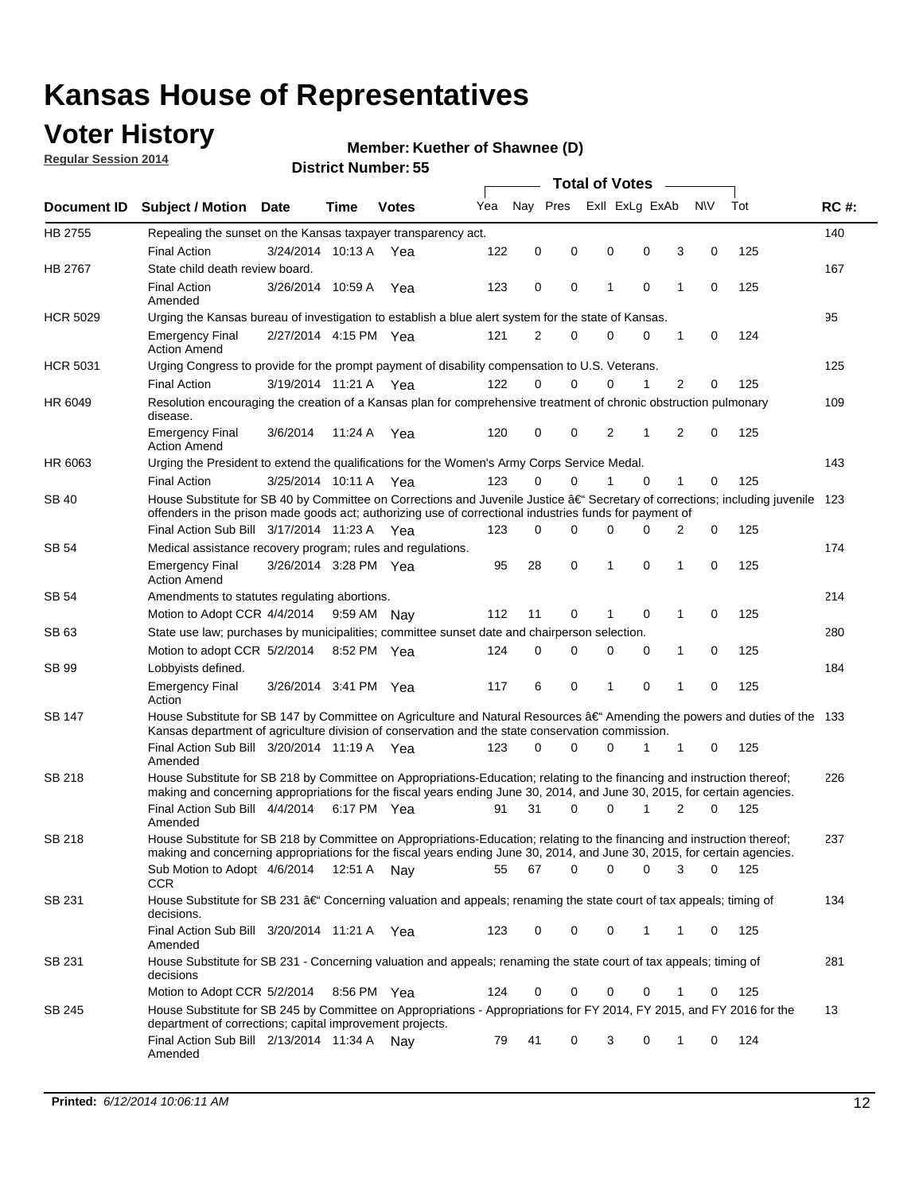# Kansas House of Representatives

## Voter History

**Regular Session 2014**

**Member: Kuether of Shawnee (D)**

**District Number: 55**

| Document ID | Subject / Motion | Date | Time | Votes | Yea | Nay | Pres | ExII | ExLg | ExAb | N\V | Tot | RC #: |
|---|---|---|---|---|---|---|---|---|---|---|---|---|---|
| HB 2755 | Repealing the sunset on the Kansas taxpayer transparency act. | | | | | | | | | | | | 140 |
| | Final Action | 3/24/2014 | 10:13 A | Yea | 122 | 0 | 0 | 0 | 0 | 3 | 0 | 125 | |
| HB 2767 | State child death review board. | | | | | | | | | | | | 167 |
| | Final Action Amended | 3/26/2014 | 10:59 A | Yea | 123 | 0 | 0 | 1 | 0 | 1 | 0 | 125 | |
| HCR 5029 | Urging the Kansas bureau of investigation to establish a blue alert system for the state of Kansas. | | | | | | | | | | | | 95 |
| | Emergency Final Action Amend | 2/27/2014 | 4:15 PM | Yea | 121 | 2 | 0 | 0 | 0 | 1 | 0 | 124 | |
| HCR 5031 | Urging Congress to provide for the prompt payment of disability compensation to U.S. Veterans. | | | | | | | | | | | | 125 |
| | Final Action | 3/19/2014 | 11:21 A | Yea | 122 | 0 | 0 | 0 | 1 | 2 | 0 | 125 | |
| HR 6049 | Resolution encouraging the creation of a Kansas plan for comprehensive treatment of chronic obstruction pulmonary disease. | | | | | | | | | | | | 109 |
| | Emergency Final Action Amend | 3/6/2014 | 11:24 A | Yea | 120 | 0 | 0 | 2 | 1 | 2 | 0 | 125 | |
| HR 6063 | Urging the President to extend the qualifications for the Women's Army Corps Service Medal. | | | | | | | | | | | | 143 |
| | Final Action | 3/25/2014 | 10:11 A | Yea | 123 | 0 | 0 | 1 | 0 | 1 | 0 | 125 | |
| SB 40 | House Substitute for SB 40 by Committee on Corrections and Juvenile Justice â€" Secretary of corrections; including juvenile offenders in the prison made goods act; authorizing use of correctional industries funds for payment of | | | | | | | | | | | | 123 |
| | Final Action Sub Bill | 3/17/2014 | 11:23 A | Yea | 123 | 0 | 0 | 0 | 0 | 2 | 0 | 125 | |
| SB 54 | Medical assistance recovery program; rules and regulations. | | | | | | | | | | | | 174 |
| | Emergency Final Action Amend | 3/26/2014 | 3:28 PM | Yea | 95 | 28 | 0 | 1 | 0 | 1 | 0 | 125 | |
| SB 54 | Amendments to statutes regulating abortions. | | | | | | | | | | | | 214 |
| | Motion to Adopt CCR | 4/4/2014 | 9:59 AM | Nay | 112 | 11 | 0 | 1 | 0 | 1 | 0 | 125 | |
| SB 63 | State use law; purchases by municipalities; committee sunset date and chairperson selection. | | | | | | | | | | | | 280 |
| | Motion to adopt CCR | 5/2/2014 | 8:52 PM | Yea | 124 | 0 | 0 | 0 | 0 | 1 | 0 | 125 | |
| SB 99 | Lobbyists defined. | | | | | | | | | | | | 184 |
| | Emergency Final Action | 3/26/2014 | 3:41 PM | Yea | 117 | 6 | 0 | 1 | 0 | 1 | 0 | 125 | |
| SB 147 | House Substitute for SB 147 by Committee on Agriculture and Natural Resources â€" Amending the powers and duties of the Kansas department of agriculture division of conservation and the state conservation commission. | | | | | | | | | | | | 133 |
| | Final Action Sub Bill Amended | 3/20/2014 | 11:19 A | Yea | 123 | 0 | 0 | 0 | 1 | 1 | 0 | 125 | |
| SB 218 | House Substitute for SB 218 by Committee on Appropriations-Education; relating to the financing and instruction thereof; making and concerning appropriations for the fiscal years ending June 30, 2014, and June 30, 2015, for certain agencies. | | | | | | | | | | | | 226 |
| | Final Action Sub Bill Amended | 4/4/2014 | 6:17 PM | Yea | 91 | 31 | 0 | 0 | 1 | 2 | 0 | 125 | |
| SB 218 | House Substitute for SB 218 by Committee on Appropriations-Education; relating to the financing and instruction thereof; making and concerning appropriations for the fiscal years ending June 30, 2014, and June 30, 2015, for certain agencies. | | | | | | | | | | | | 237 |
| | Sub Motion to Adopt CCR | 4/6/2014 | 12:51 A | Nay | 55 | 67 | 0 | 0 | 0 | 3 | 0 | 125 | |
| SB 231 | House Substitute for SB 231 â€" Concerning valuation and appeals; renaming the state court of tax appeals; timing of decisions. | | | | | | | | | | | | 134 |
| | Final Action Sub Bill Amended | 3/20/2014 | 11:21 A | Yea | 123 | 0 | 0 | 0 | 1 | 1 | 0 | 125 | |
| SB 231 | House Substitute for SB 231 - Concerning valuation and appeals; renaming the state court of tax appeals; timing of decisions | | | | | | | | | | | | 281 |
| | Motion to Adopt CCR | 5/2/2014 | 8:56 PM | Yea | 124 | 0 | 0 | 0 | 0 | 1 | 0 | 125 | |
| SB 245 | House Substitute for SB 245 by Committee on Appropriations - Appropriations for FY 2014, FY 2015, and FY 2016 for the department of corrections; capital improvement projects. | | | | | | | | | | | | 13 |
| | Final Action Sub Bill Amended | 2/13/2014 | 11:34 A | Nay | 79 | 41 | 0 | 3 | 0 | 1 | 0 | 124 | |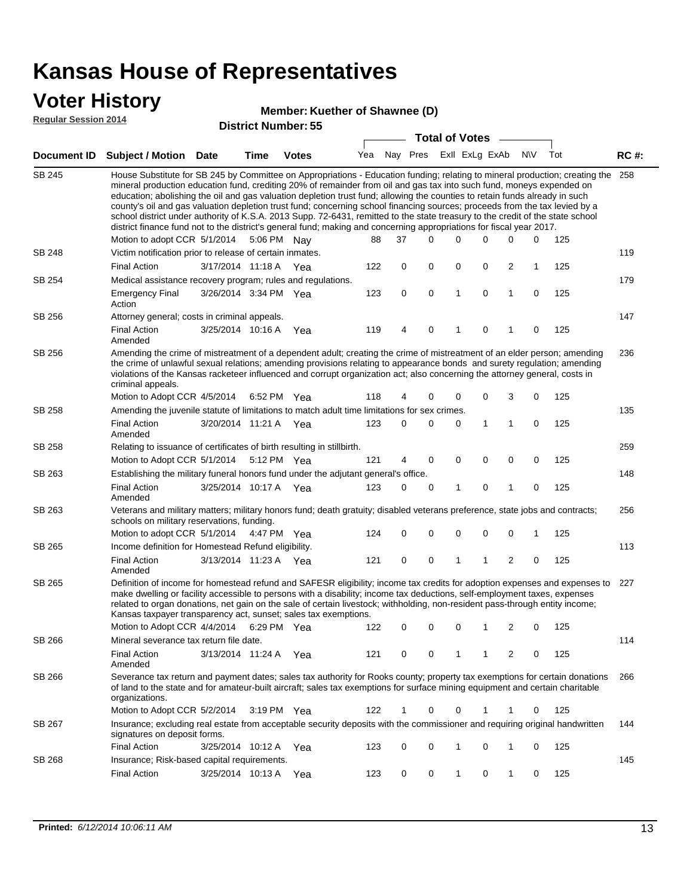# Kansas House of Representatives

## Voter History

**Regular Session 2014**

**Member: Kuether of Shawnee (D)**

**District Number: 55**

| Document ID | Subject / Motion | Date | Time | Votes | Yea | Nay | Pres | ExII | ExLg | ExAb | N\V | Tot | RC #: |
|---|---|---|---|---|---|---|---|---|---|---|---|---|---|
| SB 245 | House Substitute for SB 245 by Committee on Appropriations - Education funding; relating to mineral production; creating the mineral production education fund, crediting 20% of remainder from oil and gas tax into such fund, moneys expended on education; abolishing the oil and gas valuation depletion trust fund; allowing the counties to retain funds already in such county's oil and gas valuation depletion trust fund; concerning school financing sources; proceeds from the tax levied by a school district under authority of K.S.A. 2013 Supp. 72-6431, remitted to the state treasury to the credit of the state school district finance fund not to the district's general fund; making and concerning appropriations for fiscal year 2017. | | | | | | | | | | | | 258 |
| | Motion to adopt CCR | 5/1/2014 | 5:06 PM | Nay | 88 | 37 | 0 | 0 | 0 | 0 | 0 | 125 | |
| SB 248 | Victim notification prior to release of certain inmates. | | | | | | | | | | | | 119 |
| | Final Action | 3/17/2014 | 11:18 A | Yea | 122 | 0 | 0 | 0 | 0 | 2 | 1 | 125 | |
| SB 254 | Medical assistance recovery program; rules and regulations. | | | | | | | | | | | | 179 |
| | Emergency Final Action | 3/26/2014 | 3:34 PM | Yea | 123 | 0 | 0 | 1 | 0 | 1 | 0 | 125 | |
| SB 256 | Attorney general; costs in criminal appeals. | | | | | | | | | | | | 147 |
| | Final Action Amended | 3/25/2014 | 10:16 A | Yea | 119 | 4 | 0 | 1 | 0 | 1 | 0 | 125 | |
| SB 256 | Amending the crime of mistreatment of a dependent adult; creating the crime of mistreatment of an elder person; amending the crime of unlawful sexual relations; amending provisions relating to appearance bonds and surety regulation; amending violations of the Kansas racketeer influenced and corrupt organization act; also concerning the attorney general, costs in criminal appeals. | | | | | | | | | | | | 236 |
| | Motion to Adopt CCR | 4/5/2014 | 6:52 PM | Yea | 118 | 4 | 0 | 0 | 0 | 3 | 0 | 125 | |
| SB 258 | Amending the juvenile statute of limitations to match adult time limitations for sex crimes. | | | | | | | | | | | | 135 |
| | Final Action Amended | 3/20/2014 | 11:21 A | Yea | 123 | 0 | 0 | 0 | 1 | 1 | 0 | 125 | |
| SB 258 | Relating to issuance of certificates of birth resulting in stillbirth. | | | | | | | | | | | | 259 |
| | Motion to Adopt CCR | 5/1/2014 | 5:12 PM | Yea | 121 | 4 | 0 | 0 | 0 | 0 | 0 | 125 | |
| SB 263 | Establishing the military funeral honors fund under the adjutant general's office. | | | | | | | | | | | | 148 |
| | Final Action Amended | 3/25/2014 | 10:17 A | Yea | 123 | 0 | 0 | 1 | 0 | 1 | 0 | 125 | |
| SB 263 | Veterans and military matters; military honors fund; death gratuity; disabled veterans preference, state jobs and contracts; schools on military reservations, funding. | | | | | | | | | | | | 256 |
| | Motion to adopt CCR | 5/1/2014 | 4:47 PM | Yea | 124 | 0 | 0 | 0 | 0 | 0 | 1 | 125 | |
| SB 265 | Income definition for Homestead Refund eligibility. | | | | | | | | | | | | 113 |
| | Final Action Amended | 3/13/2014 | 11:23 A | Yea | 121 | 0 | 0 | 1 | 1 | 2 | 0 | 125 | |
| SB 265 | Definition of income for homestead refund and SAFESR eligibility; income tax credits for adoption expenses and expenses to make dwelling or facility accessible to persons with a disability; income tax deductions, self-employment taxes, expenses related to organ donations, net gain on the sale of certain livestock; withholding, non-resident pass-through entity income; Kansas taxpayer transparency act, sunset; sales tax exemptions. | | | | | | | | | | | | 227 |
| | Motion to Adopt CCR | 4/4/2014 | 6:29 PM | Yea | 122 | 0 | 0 | 0 | 1 | 2 | 0 | 125 | |
| SB 266 | Mineral severance tax return file date. | | | | | | | | | | | | 114 |
| | Final Action Amended | 3/13/2014 | 11:24 A | Yea | 121 | 0 | 0 | 1 | 1 | 2 | 0 | 125 | |
| SB 266 | Severance tax return and payment dates; sales tax authority for Rooks county; property tax exemptions for certain donations of land to the state and for amateur-built aircraft; sales tax exemptions for surface mining equipment and certain charitable organizations. | | | | | | | | | | | | 266 |
| | Motion to Adopt CCR | 5/2/2014 | 3:19 PM | Yea | 122 | 1 | 0 | 0 | 1 | 1 | 0 | 125 | |
| SB 267 | Insurance; excluding real estate from acceptable security deposits with the commissioner and requiring original handwritten signatures on deposit forms. | | | | | | | | | | | | 144 |
| | Final Action | 3/25/2014 | 10:12 A | Yea | 123 | 0 | 0 | 1 | 0 | 1 | 0 | 125 | |
| SB 268 | Insurance; Risk-based capital requirements. | | | | | | | | | | | | 145 |
| | Final Action | 3/25/2014 | 10:13 A | Yea | 123 | 0 | 0 | 1 | 0 | 1 | 0 | 125 | |

**Printed:** *6/12/2014 10:06:11 AM*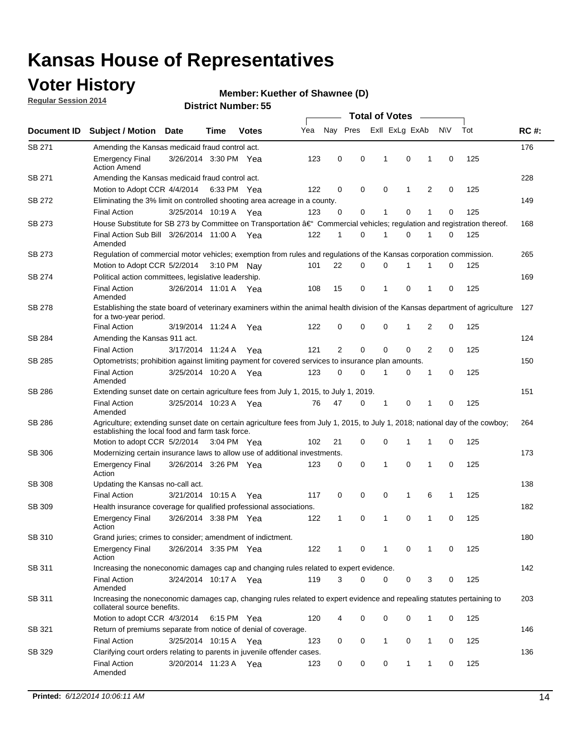# Kansas House of Representatives

## Voter History

**Regular Session 2014**

**Member: Kuether of Shawnee (D)**

**District Number: 55**

| Document ID | Subject / Motion | Date | Time | Votes | Yea | Nay | Pres | ExII | ExLg | ExAb | N\V | Tot | RC #: |
|---|---|---|---|---|---|---|---|---|---|---|---|---|---|
| SB 271 | Amending the Kansas medicaid fraud control act. | | | | | | | | | | | | 176 |
| | Emergency Final Action Amend | 3/26/2014 | 3:30 PM | Yea | 123 | 0 | 0 | 1 | 0 | 1 | 0 | 125 | |
| SB 271 | Amending the Kansas medicaid fraud control act. | | | | | | | | | | | | 228 |
| | Motion to Adopt CCR | 4/4/2014 | 6:33 PM | Yea | 122 | 0 | 0 | 0 | 1 | 2 | 0 | 125 | |
| SB 272 | Eliminating the 3% limit on controlled shooting area acreage in a county. | | | | | | | | | | | | 149 |
| | Final Action | 3/25/2014 | 10:19 A | Yea | 123 | 0 | 0 | 1 | 0 | 1 | 0 | 125 | |
| SB 273 | House Substitute for SB 273 by Committee on Transportation â€" Commercial vehicles; regulation and registration thereof. | | | | | | | | | | | | 168 |
| | Final Action Sub Bill Amended | 3/26/2014 | 11:00 A | Yea | 122 | 1 | 0 | 1 | 0 | 1 | 0 | 125 | |
| SB 273 | Regulation of commercial motor vehicles; exemption from rules and regulations of the Kansas corporation commission. | | | | | | | | | | | | 265 |
| | Motion to Adopt CCR | 5/2/2014 | 3:10 PM | Nay | 101 | 22 | 0 | 0 | 1 | 1 | 0 | 125 | |
| SB 274 | Political action committees, legislative leadership. | | | | | | | | | | | | 169 |
| | Final Action Amended | 3/26/2014 | 11:01 A | Yea | 108 | 15 | 0 | 1 | 0 | 1 | 0 | 125 | |
| SB 278 | Establishing the state board of veterinary examiners within the animal health division of the Kansas department of agriculture for a two-year period. | | | | | | | | | | | | 127 |
| | Final Action | 3/19/2014 | 11:24 A | Yea | 122 | 0 | 0 | 0 | 1 | 2 | 0 | 125 | |
| SB 284 | Amending the Kansas 911 act. | | | | | | | | | | | | 124 |
| | Final Action | 3/17/2014 | 11:24 A | Yea | 121 | 2 | 0 | 0 | 0 | 2 | 0 | 125 | |
| SB 285 | Optometrists; prohibition against limiting payment for covered services to insurance plan amounts. | | | | | | | | | | | | 150 |
| | Final Action Amended | 3/25/2014 | 10:20 A | Yea | 123 | 0 | 0 | 1 | 0 | 1 | 0 | 125 | |
| SB 286 | Extending sunset date on certain agriculture fees from July 1, 2015, to July 1, 2019. | | | | | | | | | | | | 151 |
| | Final Action Amended | 3/25/2014 | 10:23 A | Yea | 76 | 47 | 0 | 1 | 0 | 1 | 0 | 125 | |
| SB 286 | Agriculture; extending sunset date on certain agriculture fees from July 1, 2015, to July 1, 2018; national day of the cowboy; establishing the local food and farm task force. | | | | | | | | | | | | 264 |
| | Motion to adopt CCR | 5/2/2014 | 3:04 PM | Yea | 102 | 21 | 0 | 0 | 1 | 1 | 0 | 125 | |
| SB 306 | Modernizing certain insurance laws to allow use of additional investments. | | | | | | | | | | | | 173 |
| | Emergency Final Action | 3/26/2014 | 3:26 PM | Yea | 123 | 0 | 0 | 1 | 0 | 1 | 0 | 125 | |
| SB 308 | Updating the Kansas no-call act. | | | | | | | | | | | | 138 |
| | Final Action | 3/21/2014 | 10:15 A | Yea | 117 | 0 | 0 | 0 | 1 | 6 | 1 | 125 | |
| SB 309 | Health insurance coverage for qualified professional associations. | | | | | | | | | | | | 182 |
| | Emergency Final Action | 3/26/2014 | 3:38 PM | Yea | 122 | 1 | 0 | 1 | 0 | 1 | 0 | 125 | |
| SB 310 | Grand juries; crimes to consider; amendment of indictment. | | | | | | | | | | | | 180 |
| | Emergency Final Action | 3/26/2014 | 3:35 PM | Yea | 122 | 1 | 0 | 1 | 0 | 1 | 0 | 125 | |
| SB 311 | Increasing the noneconomic damages cap and changing rules related to expert evidence. | | | | | | | | | | | | 142 |
| | Final Action Amended | 3/24/2014 | 10:17 A | Yea | 119 | 3 | 0 | 0 | 0 | 3 | 0 | 125 | |
| SB 311 | Increasing the noneconomic damages cap, changing rules related to expert evidence and repealing statutes pertaining to collateral source benefits. | | | | | | | | | | | | 203 |
| | Motion to adopt CCR | 4/3/2014 | 6:15 PM | Yea | 120 | 4 | 0 | 0 | 0 | 1 | 0 | 125 | |
| SB 321 | Return of premiums separate from notice of denial of coverage. | | | | | | | | | | | | 146 |
| | Final Action | 3/25/2014 | 10:15 A | Yea | 123 | 0 | 0 | 1 | 0 | 1 | 0 | 125 | |
| SB 329 | Clarifying court orders relating to parents in juvenile offender cases. | | | | | | | | | | | | 136 |
| | Final Action Amended | 3/20/2014 | 11:23 A | Yea | 123 | 0 | 0 | 0 | 1 | 1 | 0 | 125 | |

**Printed:** *6/12/2014 10:06:11 AM*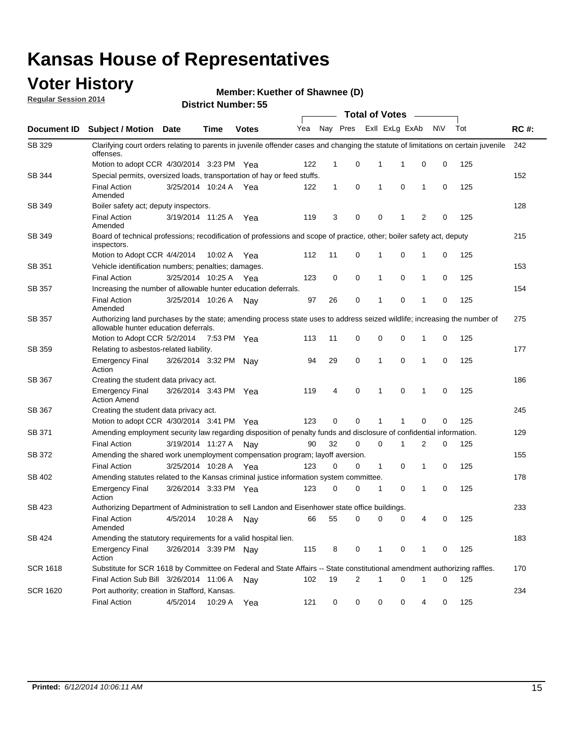# Kansas House of Representatives

## Voter History

**Regular Session 2014**

**Member: Kuether of Shawnee (D)**

**District Number: 55**

| Document ID | Subject / Motion | Date | Time | Votes | Yea | Nay | Pres | ExII | ExLg | ExAb | N\V | Tot | RC #: |
|---|---|---|---|---|---|---|---|---|---|---|---|---|---|
| SB 329 | Clarifying court orders relating to parents in juvenile offender cases and changing the statute of limitations on certain juvenile offenses. | | | | | | | | | | | | 242 |
| | Motion to adopt CCR | 4/30/2014 | 3:23 PM | Yea | 122 | 1 | 0 | 1 | 1 | 0 | 0 | 125 | |
| SB 344 | Special permits, oversized loads, transportation of hay or feed stuffs. | | | | | | | | | | | | 152 |
| | Final Action Amended | 3/25/2014 | 10:24 A | Yea | 122 | 1 | 0 | 1 | 0 | 1 | 0 | 125 | |
| SB 349 | Boiler safety act; deputy inspectors. | | | | | | | | | | | | 128 |
| | Final Action Amended | 3/19/2014 | 11:25 A | Yea | 119 | 3 | 0 | 0 | 1 | 2 | 0 | 125 | |
| SB 349 | Board of technical professions; recodification of professions and scope of practice, other; boiler safety act, deputy inspectors. | | | | | | | | | | | | 215 |
| | Motion to Adopt CCR | 4/4/2014 | 10:02 A | Yea | 112 | 11 | 0 | 1 | 0 | 1 | 0 | 125 | |
| SB 351 | Vehicle identification numbers; penalties; damages. | | | | | | | | | | | | 153 |
| | Final Action | 3/25/2014 | 10:25 A | Yea | 123 | 0 | 0 | 1 | 0 | 1 | 0 | 125 | |
| SB 357 | Increasing the number of allowable hunter education deferrals. | | | | | | | | | | | | 154 |
| | Final Action Amended | 3/25/2014 | 10:26 A | Nay | 97 | 26 | 0 | 1 | 0 | 1 | 0 | 125 | |
| SB 357 | Authorizing land purchases by the state; amending process state uses to address seized wildlife; increasing the number of allowable hunter education deferrals. | | | | | | | | | | | | 275 |
| | Motion to Adopt CCR | 5/2/2014 | 7:53 PM | Yea | 113 | 11 | 0 | 0 | 0 | 1 | 0 | 125 | |
| SB 359 | Relating to asbestos-related liability. | | | | | | | | | | | | 177 |
| | Emergency Final Action | 3/26/2014 | 3:32 PM | Nay | 94 | 29 | 0 | 1 | 0 | 1 | 0 | 125 | |
| SB 367 | Creating the student data privacy act. | | | | | | | | | | | | 186 |
| | Emergency Final Action Amend | 3/26/2014 | 3:43 PM | Yea | 119 | 4 | 0 | 1 | 0 | 1 | 0 | 125 | |
| SB 367 | Creating the student data privacy act. | | | | | | | | | | | | 245 |
| | Motion to adopt CCR | 4/30/2014 | 3:41 PM | Yea | 123 | 0 | 0 | 1 | 1 | 0 | 0 | 125 | |
| SB 371 | Amending employment security law regarding disposition of penalty funds and disclosure of confidential information. | | | | | | | | | | | | 129 |
| | Final Action | 3/19/2014 | 11:27 A | Nay | 90 | 32 | 0 | 0 | 1 | 2 | 0 | 125 | |
| SB 372 | Amending the shared work unemployment compensation program; layoff aversion. | | | | | | | | | | | | 155 |
| | Final Action | 3/25/2014 | 10:28 A | Yea | 123 | 0 | 0 | 1 | 0 | 1 | 0 | 125 | |
| SB 402 | Amending statutes related to the Kansas criminal justice information system committee. | | | | | | | | | | | | 178 |
| | Emergency Final Action | 3/26/2014 | 3:33 PM | Yea | 123 | 0 | 0 | 1 | 0 | 1 | 0 | 125 | |
| SB 423 | Authorizing Department of Administration to sell Landon and Eisenhower state office buildings. | | | | | | | | | | | | 233 |
| | Final Action Amended | 4/5/2014 | 10:28 A | Nay | 66 | 55 | 0 | 0 | 0 | 4 | 0 | 125 | |
| SB 424 | Amending the statutory requirements for a valid hospital lien. | | | | | | | | | | | | 183 |
| | Emergency Final Action | 3/26/2014 | 3:39 PM | Nay | 115 | 8 | 0 | 1 | 0 | 1 | 0 | 125 | |
| SCR 1618 | Substitute for SCR 1618 by Committee on Federal and State Affairs -- State constitutional amendment authorizing raffles. | | | | | | | | | | | | 170 |
| | Final Action Sub Bill | 3/26/2014 | 11:06 A | Nay | 102 | 19 | 2 | 1 | 0 | 1 | 0 | 125 | |
| SCR 1620 | Port authority; creation in Stafford, Kansas. | | | | | | | | | | | | 234 |
| | Final Action | 4/5/2014 | 10:29 A | Yea | 121 | 0 | 0 | 0 | 0 | 4 | 0 | 125 | |

**Printed:** *6/12/2014 10:06:11 AM*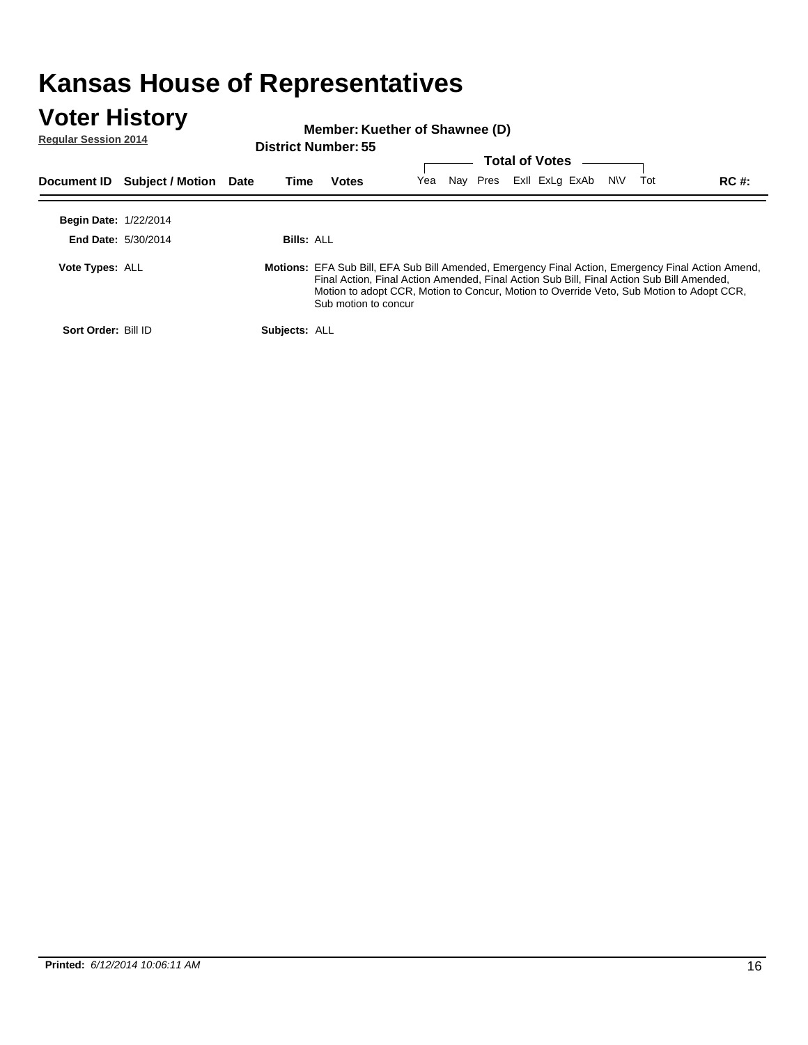# Kansas House of Representatives

## Voter History

**Regular Session 2014**

**Member:** Kuether of Shawnee (D)

**District Number:** 55

| Document ID | Subject / Motion | Date | Time | Votes | Yea | Nay | Pres | ExII | ExLg | ExAb | N\V | Tot | RC #: |
|---|---|---|---|---|---|---|---|---|---|---|---|---|---|

**Begin Date:** 1/22/2014

**End Date:** 5/30/2014

**Bills:** ALL

**Vote Types:** ALL

**Motions:** EFA Sub Bill, EFA Sub Bill Amended, Emergency Final Action, Emergency Final Action Amend, Final Action, Final Action Amended, Final Action Sub Bill, Final Action Sub Bill Amended, Motion to adopt CCR, Motion to Concur, Motion to Override Veto, Sub Motion to Adopt CCR, Sub motion to concur

**Sort Order:** Bill ID

**Subjects:** ALL

**Printed:** *6/12/2014 10:06:11 AM*